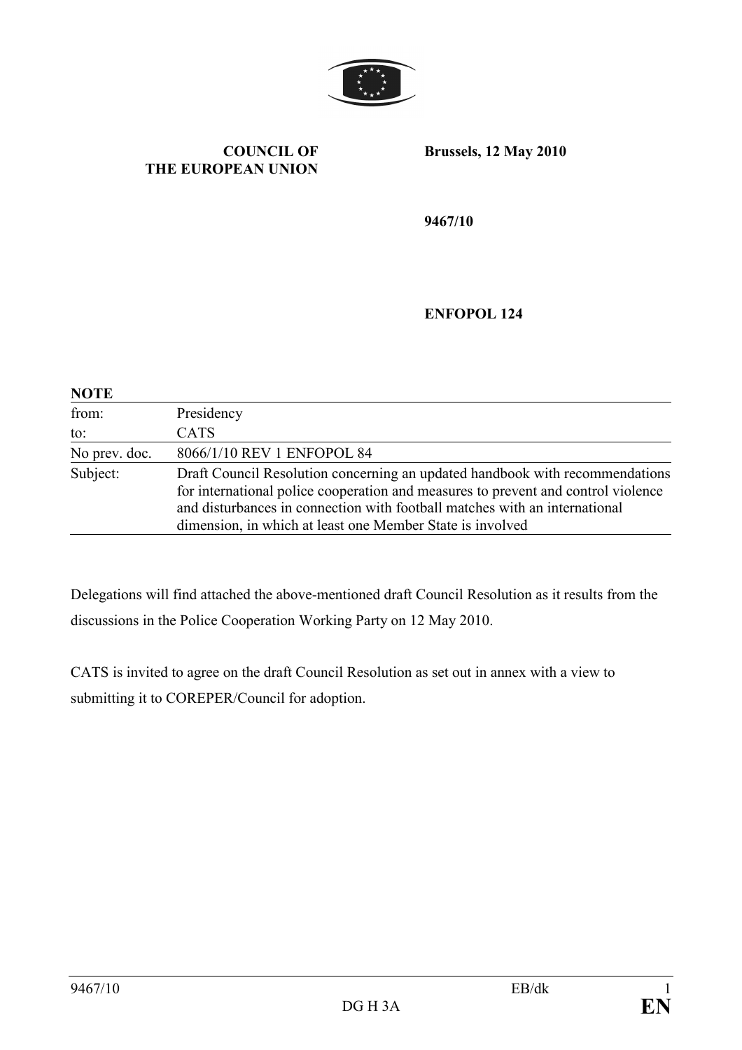**COUNCIL OF THE EUROPEAN UNION**

**Brussels, 12 May 2010**

**9467/10**

**ENFOPOL 124**

**NOTE**

| | |
|---|---|
| from: | Presidency |
| to: | CATS |
| No prev. doc. | 8066/1/10 REV 1 ENFOPOL 84 |
| Subject: | Draft Council Resolution concerning an updated handbook with recommendations for international police cooperation and measures to prevent and control violence and disturbances in connection with football matches with an international dimension, in which at least one Member State is involved |

Delegations will find attached the above-mentioned draft Council Resolution as it results from the discussions in the Police Cooperation Working Party on 12 May 2010.

CATS is invited to agree on the draft Council Resolution as set out in annex with a view to submitting it to COREPER/Council for adoption.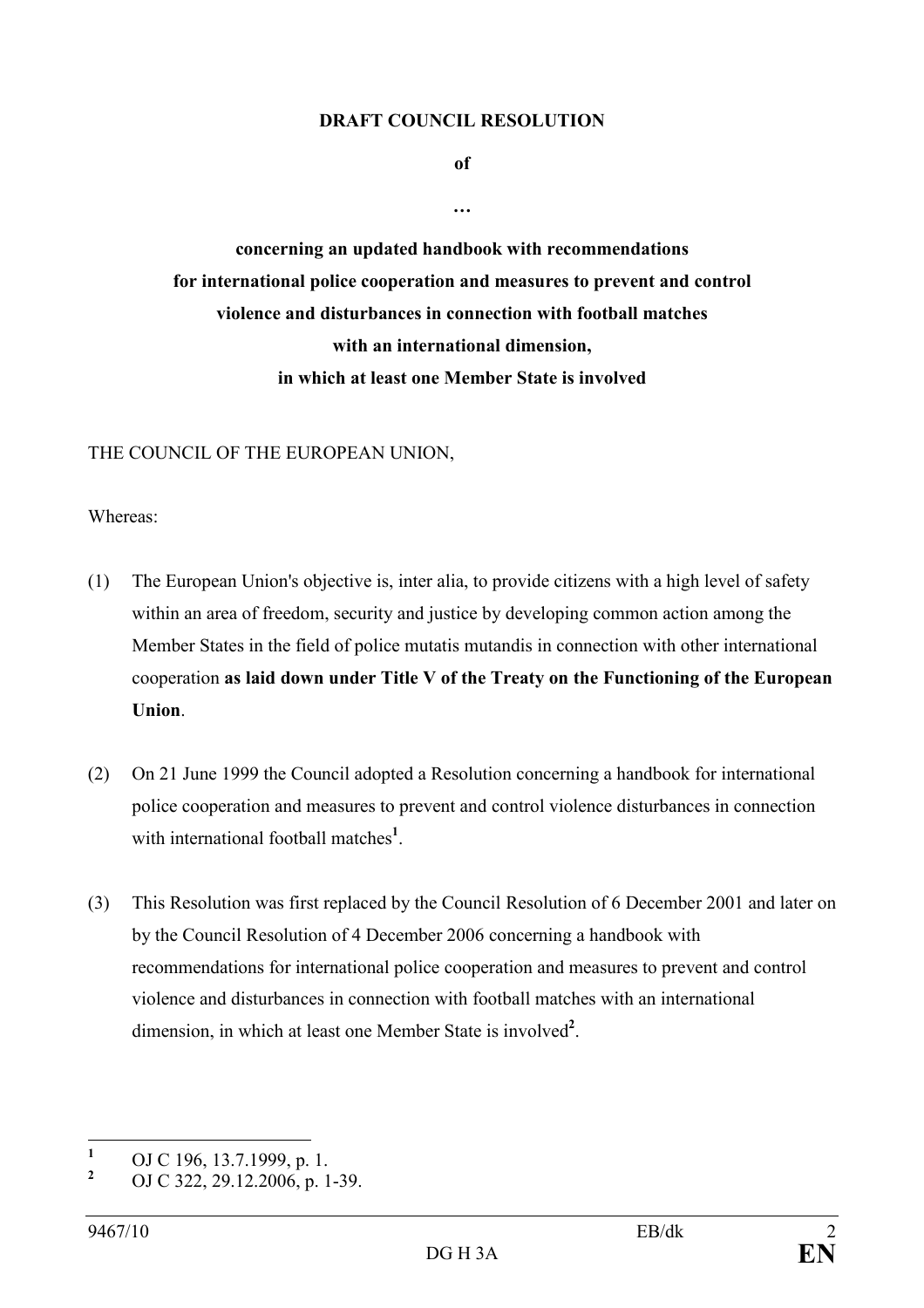**DRAFT COUNCIL RESOLUTION**

**of**

**…**

**concerning an updated handbook with recommendations for international police cooperation and measures to prevent and control violence and disturbances in connection with football matches with an international dimension, in which at least one Member State is involved**

THE COUNCIL OF THE EUROPEAN UNION,

Whereas:

(1) The European Union's objective is, inter alia, to provide citizens with a high level of safety within an area of freedom, security and justice by developing common action among the Member States in the field of police mutatis mutandis in connection with other international cooperation **as laid down under Title V of the Treaty on the Functioning of the European Union**.

(2) On 21 June 1999 the Council adopted a Resolution concerning a handbook for international police cooperation and measures to prevent and control violence disturbances in connection with international football matches[1].

(3) This Resolution was first replaced by the Council Resolution of 6 December 2001 and later on by the Council Resolution of 4 December 2006 concerning a handbook with recommendations for international police cooperation and measures to prevent and control violence and disturbances in connection with football matches with an international dimension, in which at least one Member State is involved[2].

---

[1] OJ C 196, 13.7.1999, p. 1.

[2] OJ C 322, 29.12.2006, p. 1-39.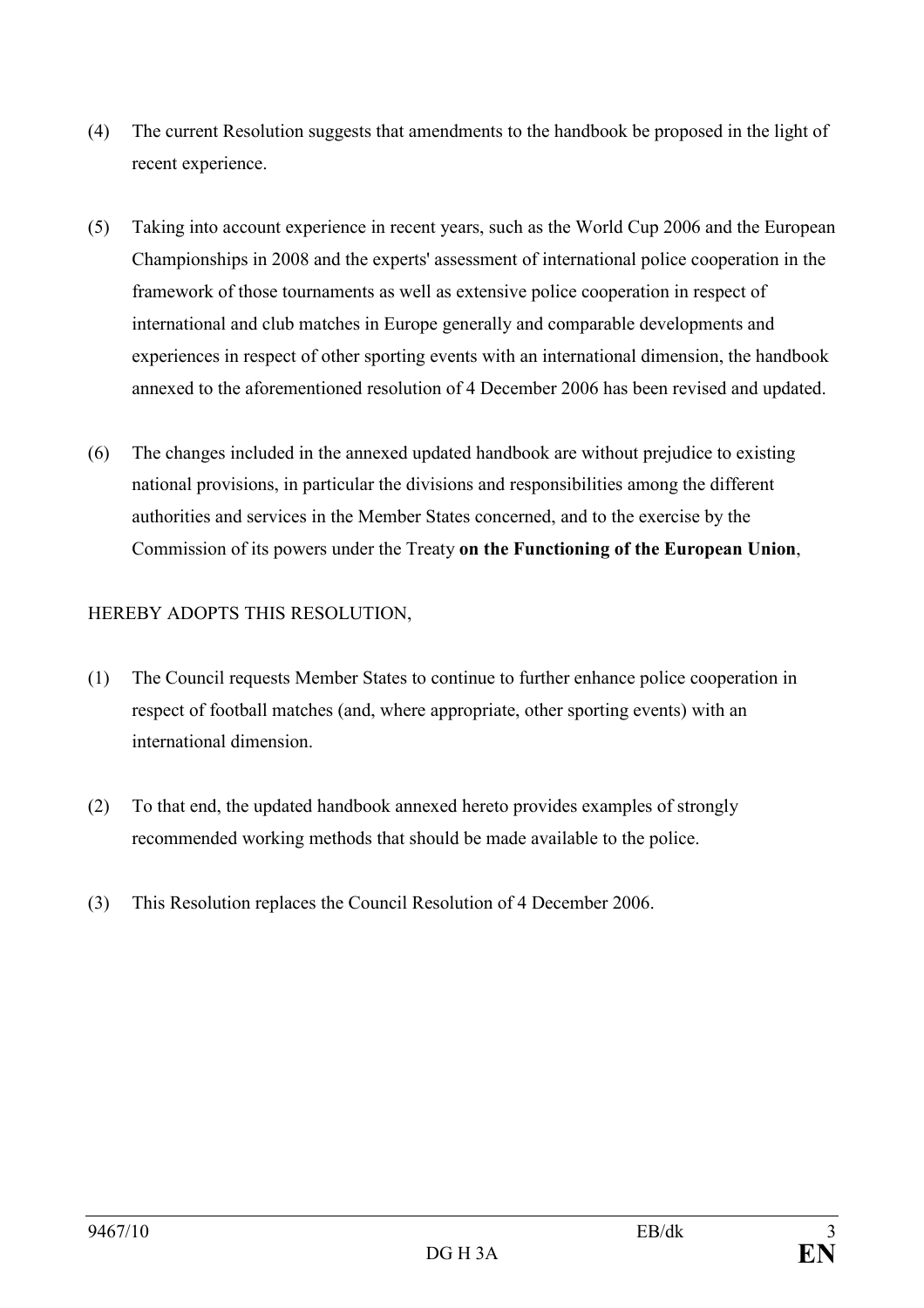(4) The current Resolution suggests that amendments to the handbook be proposed in the light of recent experience.

(5) Taking into account experience in recent years, such as the World Cup 2006 and the European Championships in 2008 and the experts' assessment of international police cooperation in the framework of those tournaments as well as extensive police cooperation in respect of international and club matches in Europe generally and comparable developments and experiences in respect of other sporting events with an international dimension, the handbook annexed to the aforementioned resolution of 4 December 2006 has been revised and updated.

(6) The changes included in the annexed updated handbook are without prejudice to existing national provisions, in particular the divisions and responsibilities among the different authorities and services in the Member States concerned, and to the exercise by the Commission of its powers under the Treaty **on the Functioning of the European Union**,

HEREBY ADOPTS THIS RESOLUTION,

(1) The Council requests Member States to continue to further enhance police cooperation in respect of football matches (and, where appropriate, other sporting events) with an international dimension.

(2) To that end, the updated handbook annexed hereto provides examples of strongly recommended working methods that should be made available to the police.

(3) This Resolution replaces the Council Resolution of 4 December 2006.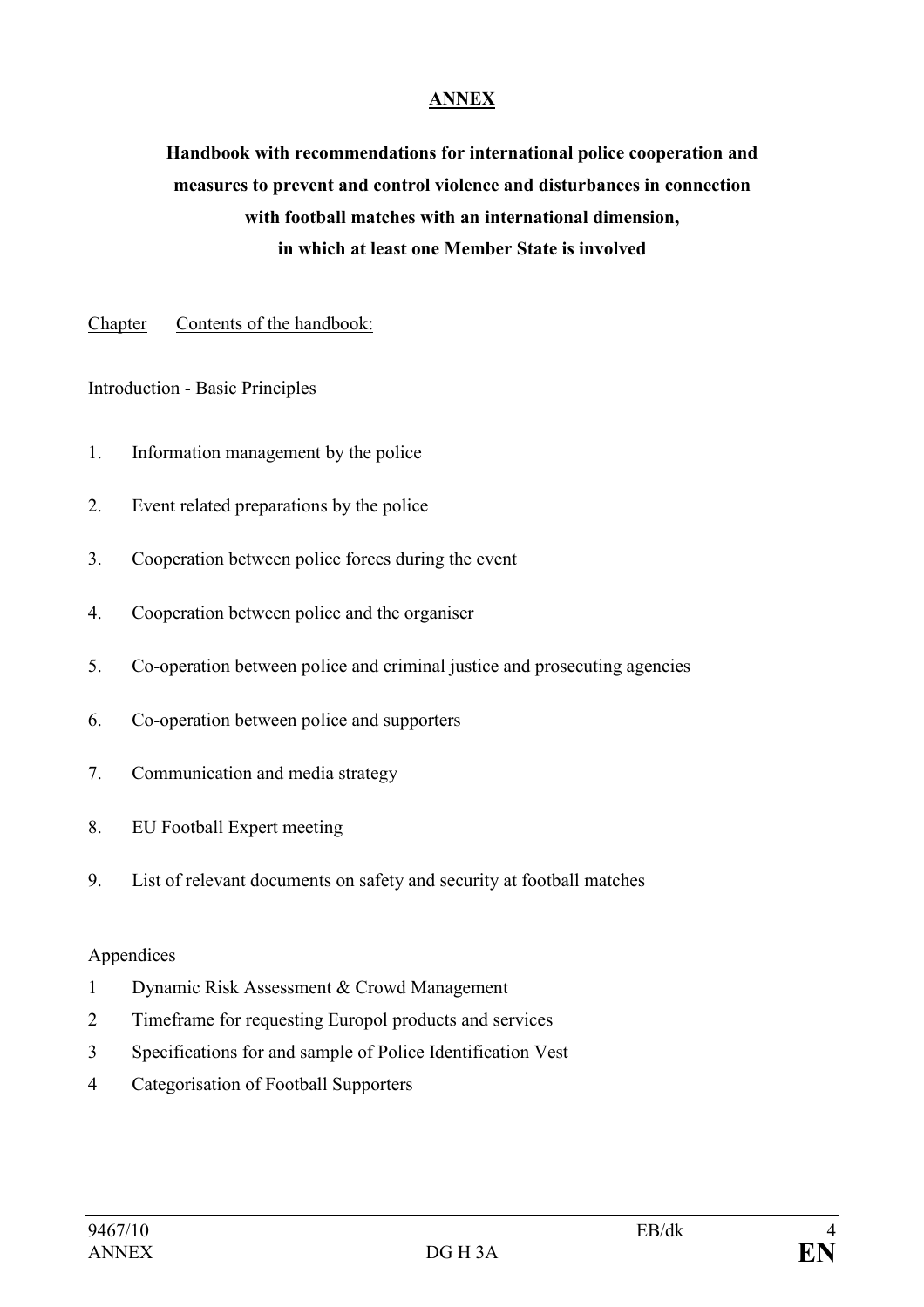**ANNEX**

**Handbook with recommendations for international police cooperation and measures to prevent and control violence and disturbances in connection with football matches with an international dimension, in which at least one Member State is involved**

Chapter Contents of the handbook:

Introduction - Basic Principles

1. Information management by the police
2. Event related preparations by the police
3. Cooperation between police forces during the event
4. Cooperation between police and the organiser
5. Co-operation between police and criminal justice and prosecuting agencies
6. Co-operation between police and supporters
7. Communication and media strategy
8. EU Football Expert meeting
9. List of relevant documents on safety and security at football matches

Appendices

1 Dynamic Risk Assessment & Crowd Management
2 Timeframe for requesting Europol products and services
3 Specifications for and sample of Police Identification Vest
4 Categorisation of Football Supporters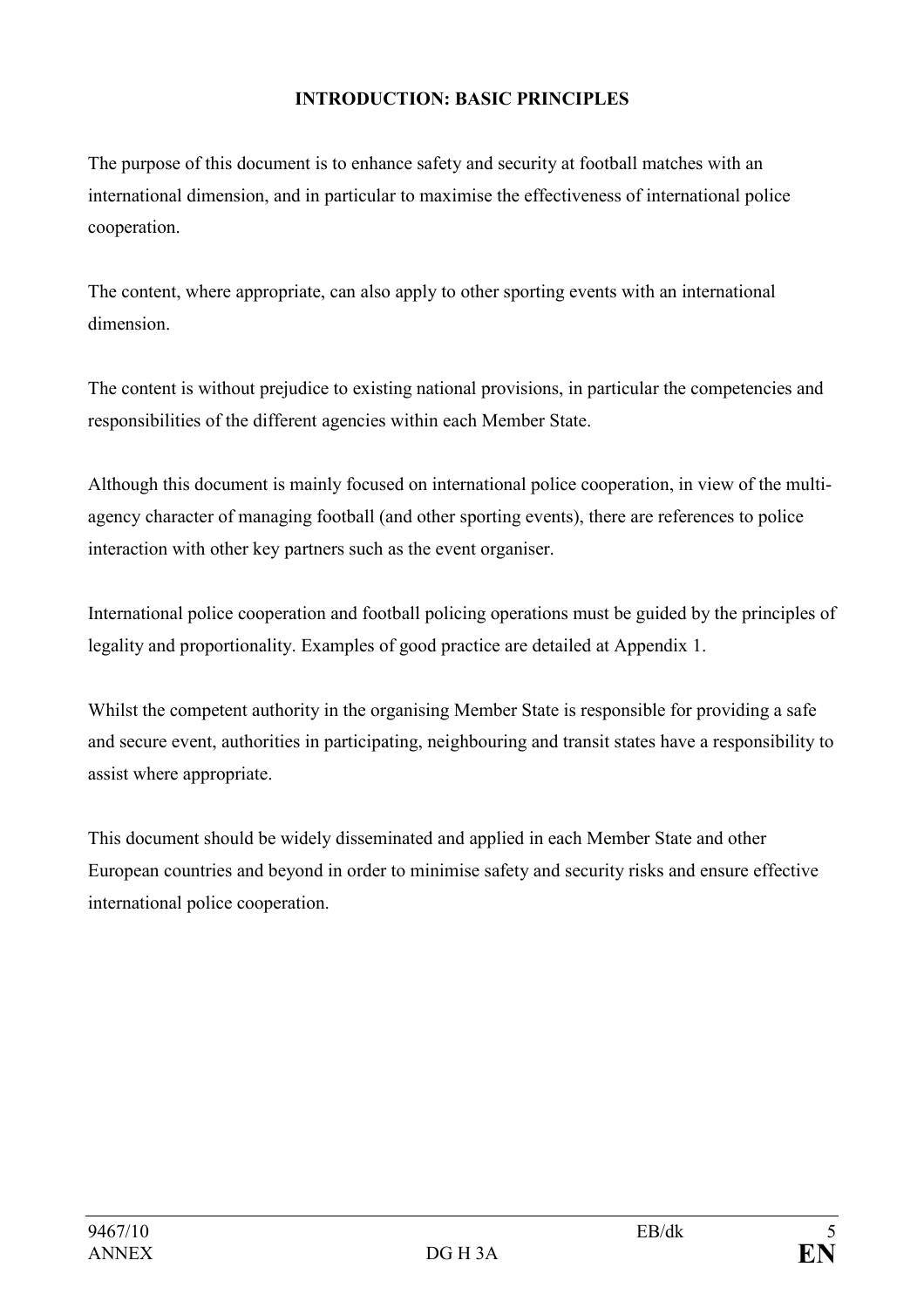## INTRODUCTION: BASIC PRINCIPLES

The purpose of this document is to enhance safety and security at football matches with an international dimension, and in particular to maximise the effectiveness of international police cooperation.

The content, where appropriate, can also apply to other sporting events with an international dimension.

The content is without prejudice to existing national provisions, in particular the competencies and responsibilities of the different agencies within each Member State.

Although this document is mainly focused on international police cooperation, in view of the multi-agency character of managing football (and other sporting events), there are references to police interaction with other key partners such as the event organiser.

International police cooperation and football policing operations must be guided by the principles of legality and proportionality. Examples of good practice are detailed at Appendix 1.

Whilst the competent authority in the organising Member State is responsible for providing a safe and secure event, authorities in participating, neighbouring and transit states have a responsibility to assist where appropriate.

This document should be widely disseminated and applied in each Member State and other European countries and beyond in order to minimise safety and security risks and ensure effective international police cooperation.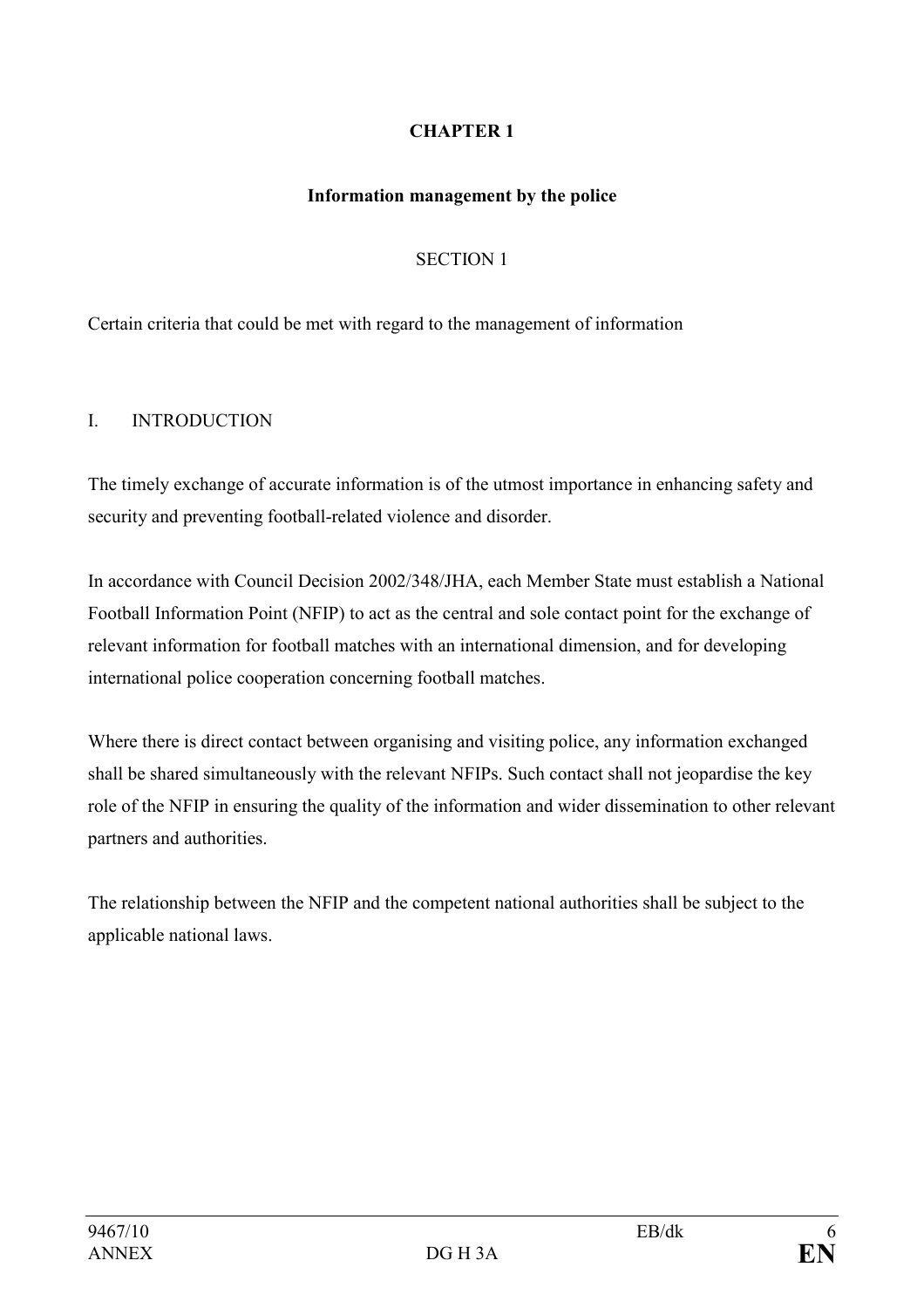# CHAPTER 1

## Information management by the police

### SECTION 1

Certain criteria that could be met with regard to the management of information

## I. INTRODUCTION

The timely exchange of accurate information is of the utmost importance in enhancing safety and security and preventing football-related violence and disorder.

In accordance with Council Decision 2002/348/JHA, each Member State must establish a National Football Information Point (NFIP) to act as the central and sole contact point for the exchange of relevant information for football matches with an international dimension, and for developing international police cooperation concerning football matches.

Where there is direct contact between organising and visiting police, any information exchanged shall be shared simultaneously with the relevant NFIPs. Such contact shall not jeopardise the key role of the NFIP in ensuring the quality of the information and wider dissemination to other relevant partners and authorities.

The relationship between the NFIP and the competent national authorities shall be subject to the applicable national laws.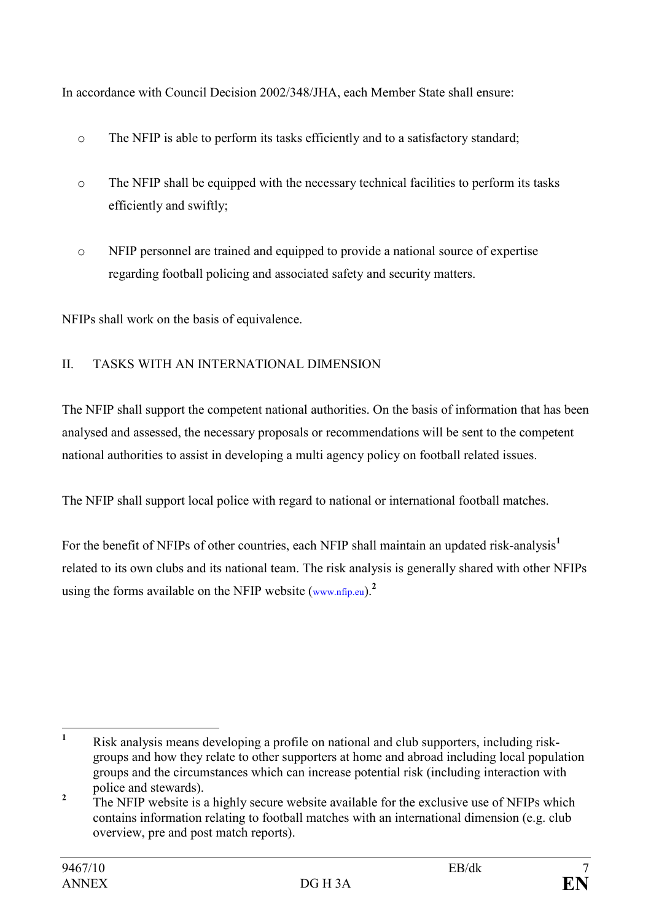In accordance with Council Decision 2002/348/JHA, each Member State shall ensure:

- The NFIP is able to perform its tasks efficiently and to a satisfactory standard;
- The NFIP shall be equipped with the necessary technical facilities to perform its tasks efficiently and swiftly;
- NFIP personnel are trained and equipped to provide a national source of expertise regarding football policing and associated safety and security matters.

NFIPs shall work on the basis of equivalence.

## II. TASKS WITH AN INTERNATIONAL DIMENSION

The NFIP shall support the competent national authorities. On the basis of information that has been analysed and assessed, the necessary proposals or recommendations will be sent to the competent national authorities to assist in developing a multi agency policy on football related issues.

The NFIP shall support local police with regard to national or international football matches.

For the benefit of NFIPs of other countries, each NFIP shall maintain an updated risk-analysis[1] related to its own clubs and its national team. The risk analysis is generally shared with other NFIPs using the forms available on the NFIP website (www.nfip.eu).[2]

---

[1] Risk analysis means developing a profile on national and club supporters, including risk-groups and how they relate to other supporters at home and abroad including local population groups and the circumstances which can increase potential risk (including interaction with police and stewards).

[2] The NFIP website is a highly secure website available for the exclusive use of NFIPs which contains information relating to football matches with an international dimension (e.g. club overview, pre and post match reports).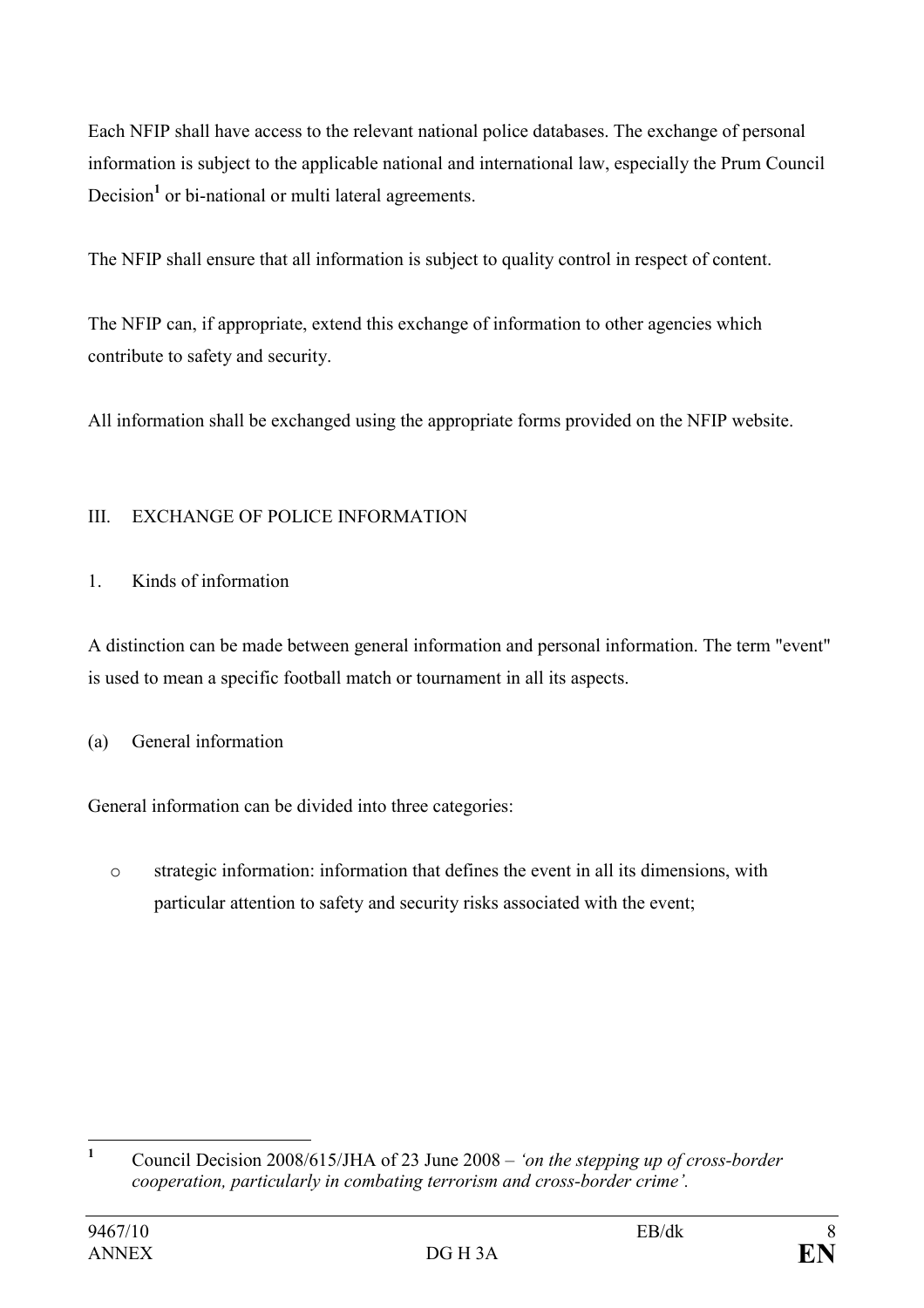Each NFIP shall have access to the relevant national police databases. The exchange of personal information is subject to the applicable national and international law, especially the Prum Council Decision[1] or bi-national or multi lateral agreements.

The NFIP shall ensure that all information is subject to quality control in respect of content.

The NFIP can, if appropriate, extend this exchange of information to other agencies which contribute to safety and security.

All information shall be exchanged using the appropriate forms provided on the NFIP website.

## III. EXCHANGE OF POLICE INFORMATION

### 1. Kinds of information

A distinction can be made between general information and personal information. The term "event" is used to mean a specific football match or tournament in all its aspects.

#### (a) General information

General information can be divided into three categories:

- strategic information: information that defines the event in all its dimensions, with particular attention to safety and security risks associated with the event;

---

[1] Council Decision 2008/615/JHA of 23 June 2008 – *'on the stepping up of cross-border cooperation, particularly in combating terrorism and cross-border crime'.*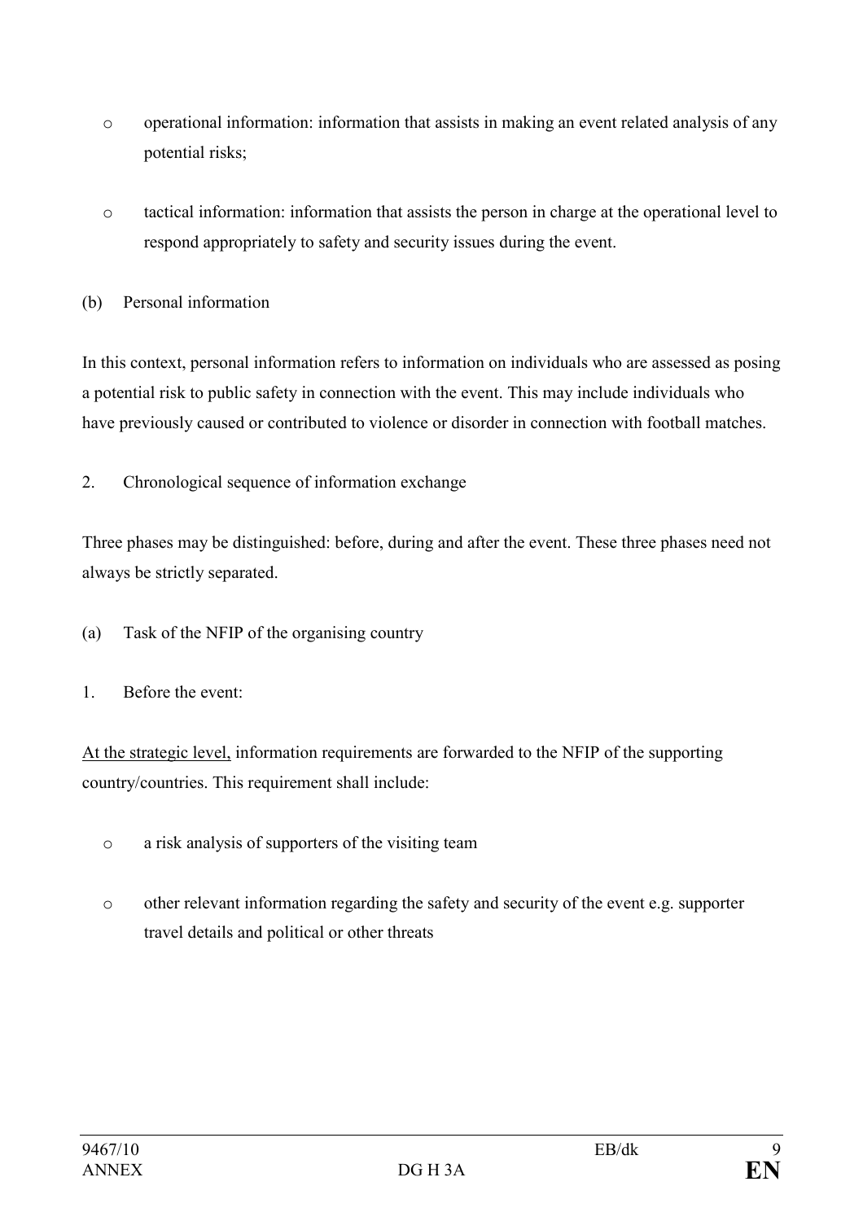- operational information: information that assists in making an event related analysis of any potential risks;

- tactical information: information that assists the person in charge at the operational level to respond appropriately to safety and security issues during the event.

(b) Personal information

In this context, personal information refers to information on individuals who are assessed as posing a potential risk to public safety in connection with the event. This may include individuals who have previously caused or contributed to violence or disorder in connection with football matches.

2. Chronological sequence of information exchange

Three phases may be distinguished: before, during and after the event. These three phases need not always be strictly separated.

(a) Task of the NFIP of the organising country

1. Before the event:

At the strategic level, information requirements are forwarded to the NFIP of the supporting country/countries. This requirement shall include:

- a risk analysis of supporters of the visiting team

- other relevant information regarding the safety and security of the event e.g. supporter travel details and political or other threats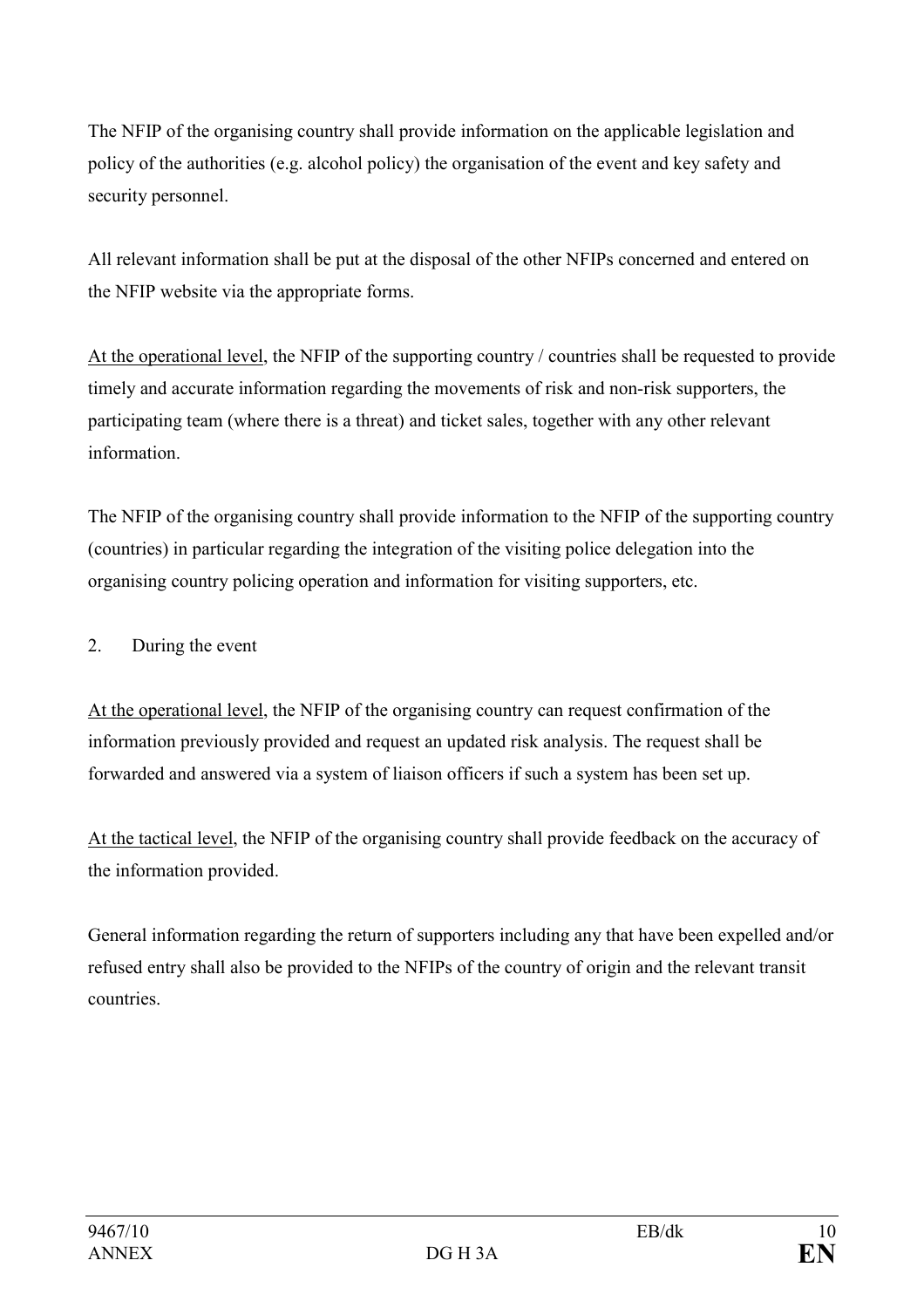The NFIP of the organising country shall provide information on the applicable legislation and policy of the authorities (e.g. alcohol policy) the organisation of the event and key safety and security personnel.

All relevant information shall be put at the disposal of the other NFIPs concerned and entered on the NFIP website via the appropriate forms.

<u>At the operational level</u>, the NFIP of the supporting country / countries shall be requested to provide timely and accurate information regarding the movements of risk and non-risk supporters, the participating team (where there is a threat) and ticket sales, together with any other relevant information.

The NFIP of the organising country shall provide information to the NFIP of the supporting country (countries) in particular regarding the integration of the visiting police delegation into the organising country policing operation and information for visiting supporters, etc.

2. During the event

<u>At the operational level</u>, the NFIP of the organising country can request confirmation of the information previously provided and request an updated risk analysis. The request shall be forwarded and answered via a system of liaison officers if such a system has been set up.

<u>At the tactical level</u>, the NFIP of the organising country shall provide feedback on the accuracy of the information provided.

General information regarding the return of supporters including any that have been expelled and/or refused entry shall also be provided to the NFIPs of the country of origin and the relevant transit countries.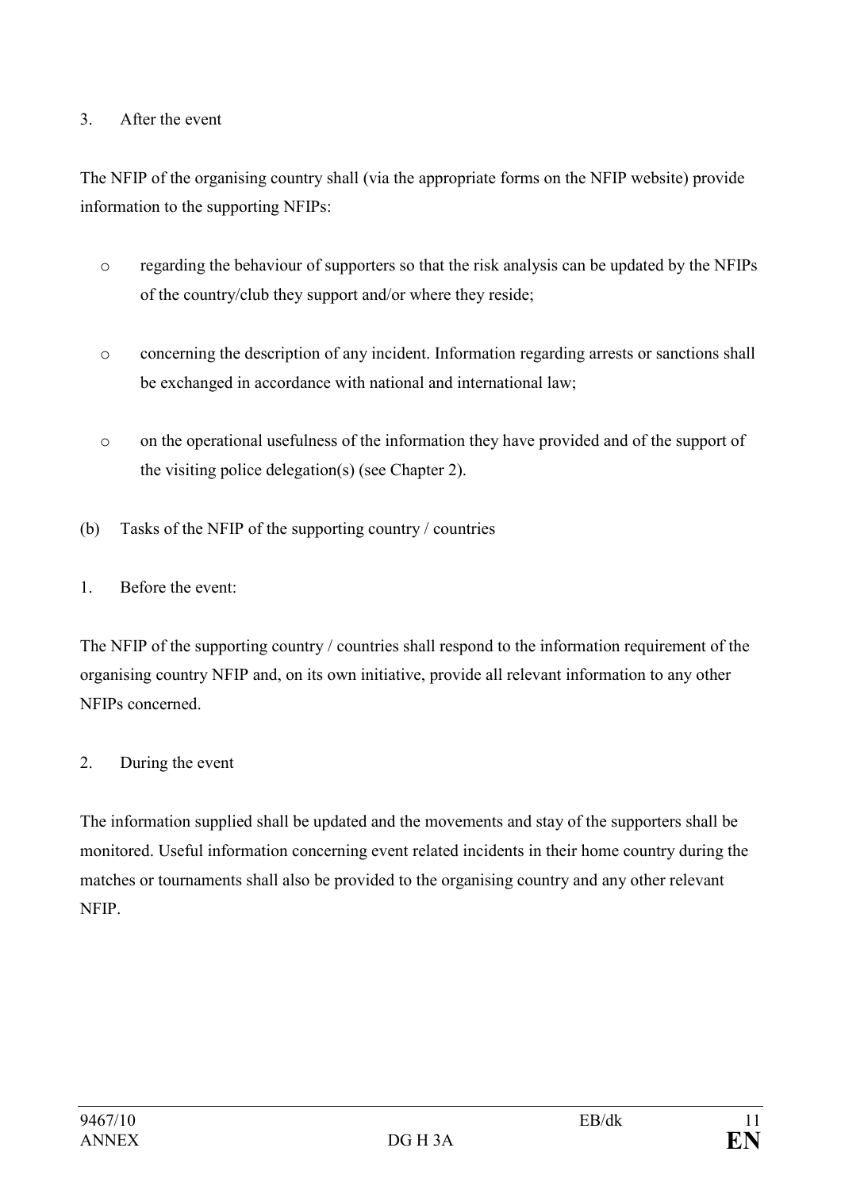3. After the event

The NFIP of the organising country shall (via the appropriate forms on the NFIP website) provide information to the supporting NFIPs:

- regarding the behaviour of supporters so that the risk analysis can be updated by the NFIPs of the country/club they support and/or where they reside;
- concerning the description of any incident. Information regarding arrests or sanctions shall be exchanged in accordance with national and international law;
- on the operational usefulness of the information they have provided and of the support of the visiting police delegation(s) (see Chapter 2).

(b) Tasks of the NFIP of the supporting country / countries

1. Before the event:

The NFIP of the supporting country / countries shall respond to the information requirement of the organising country NFIP and, on its own initiative, provide all relevant information to any other NFIPs concerned.

2. During the event

The information supplied shall be updated and the movements and stay of the supporters shall be monitored. Useful information concerning event related incidents in their home country during the matches or tournaments shall also be provided to the organising country and any other relevant NFIP.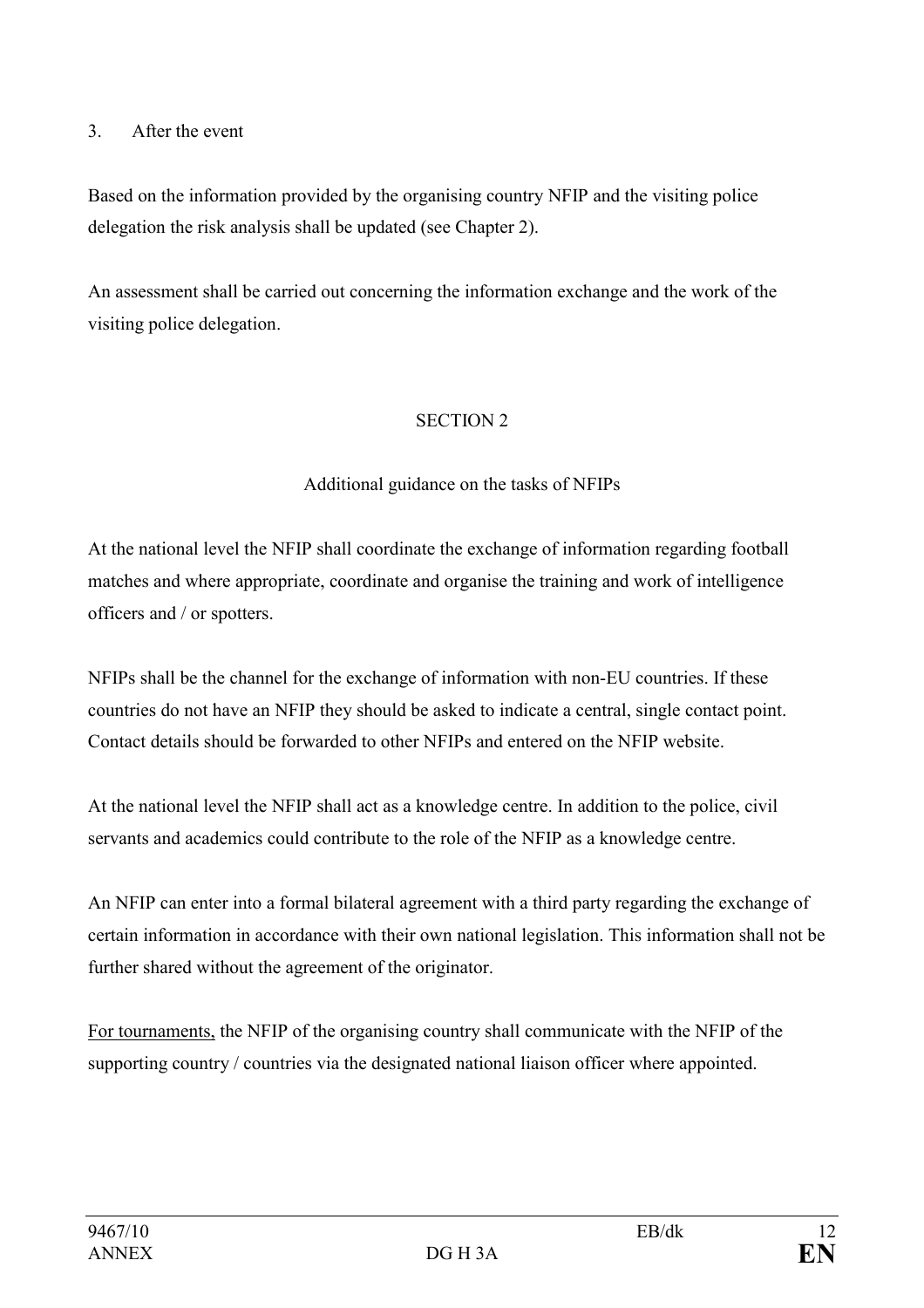3. After the event

Based on the information provided by the organising country NFIP and the visiting police delegation the risk analysis shall be updated (see Chapter 2).

An assessment shall be carried out concerning the information exchange and the work of the visiting police delegation.

## SECTION 2

### Additional guidance on the tasks of NFIPs

At the national level the NFIP shall coordinate the exchange of information regarding football matches and where appropriate, coordinate and organise the training and work of intelligence officers and / or spotters.

NFIPs shall be the channel for the exchange of information with non-EU countries. If these countries do not have an NFIP they should be asked to indicate a central, single contact point. Contact details should be forwarded to other NFIPs and entered on the NFIP website.

At the national level the NFIP shall act as a knowledge centre. In addition to the police, civil servants and academics could contribute to the role of the NFIP as a knowledge centre.

An NFIP can enter into a formal bilateral agreement with a third party regarding the exchange of certain information in accordance with their own national legislation. This information shall not be further shared without the agreement of the originator.

<u>For tournaments,</u> the NFIP of the organising country shall communicate with the NFIP of the supporting country / countries via the designated national liaison officer where appointed.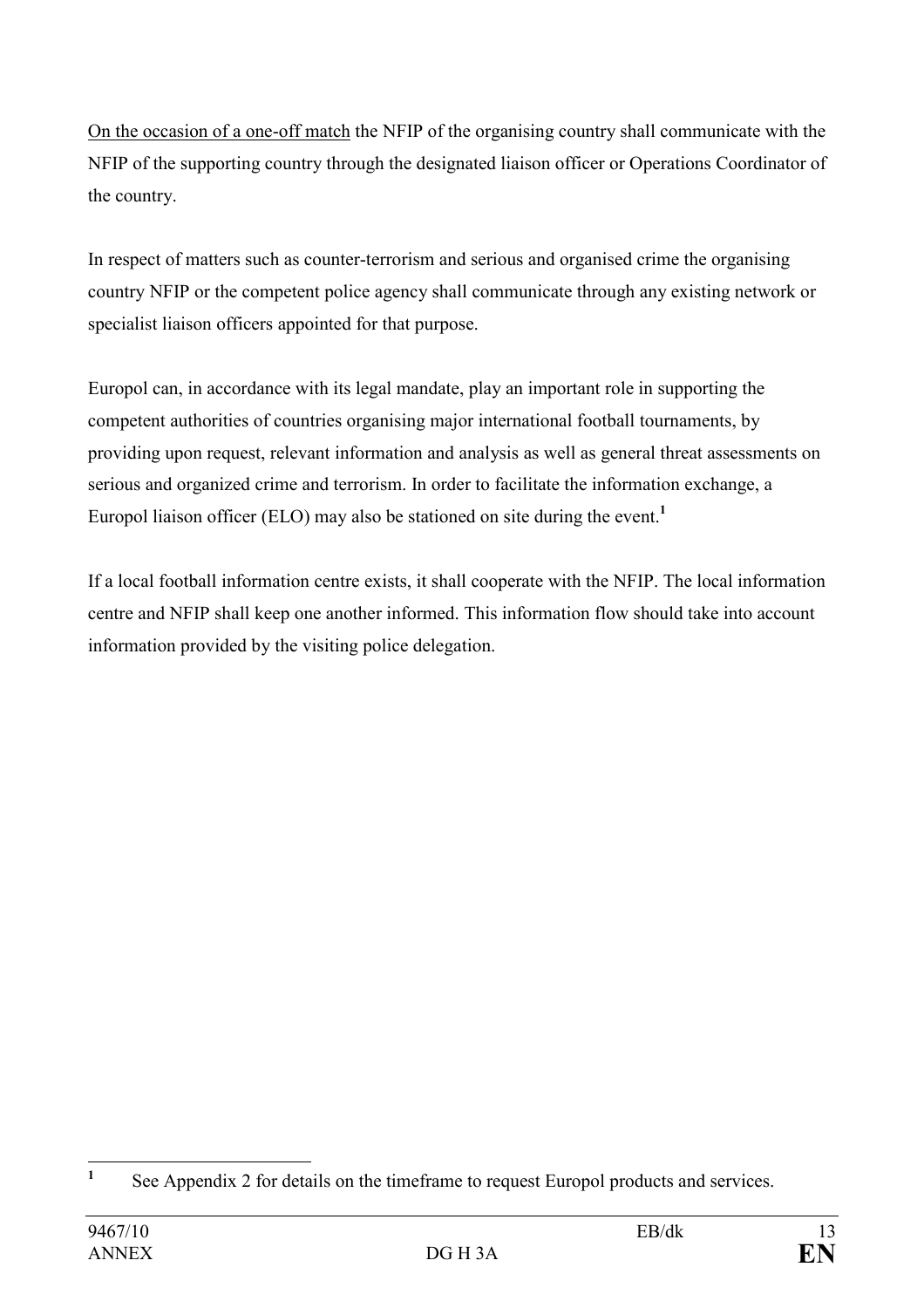<u>On the occasion of a one-off match</u> the NFIP of the organising country shall communicate with the NFIP of the supporting country through the designated liaison officer or Operations Coordinator of the country.

In respect of matters such as counter-terrorism and serious and organised crime the organising country NFIP or the competent police agency shall communicate through any existing network or specialist liaison officers appointed for that purpose.

Europol can, in accordance with its legal mandate, play an important role in supporting the competent authorities of countries organising major international football tournaments, by providing upon request, relevant information and analysis as well as general threat assessments on serious and organized crime and terrorism. In order to facilitate the information exchange, a Europol liaison officer (ELO) may also be stationed on site during the event.[1]

If a local football information centre exists, it shall cooperate with the NFIP. The local information centre and NFIP shall keep one another informed. This information flow should take into account information provided by the visiting police delegation.

---

[1] See Appendix 2 for details on the timeframe to request Europol products and services.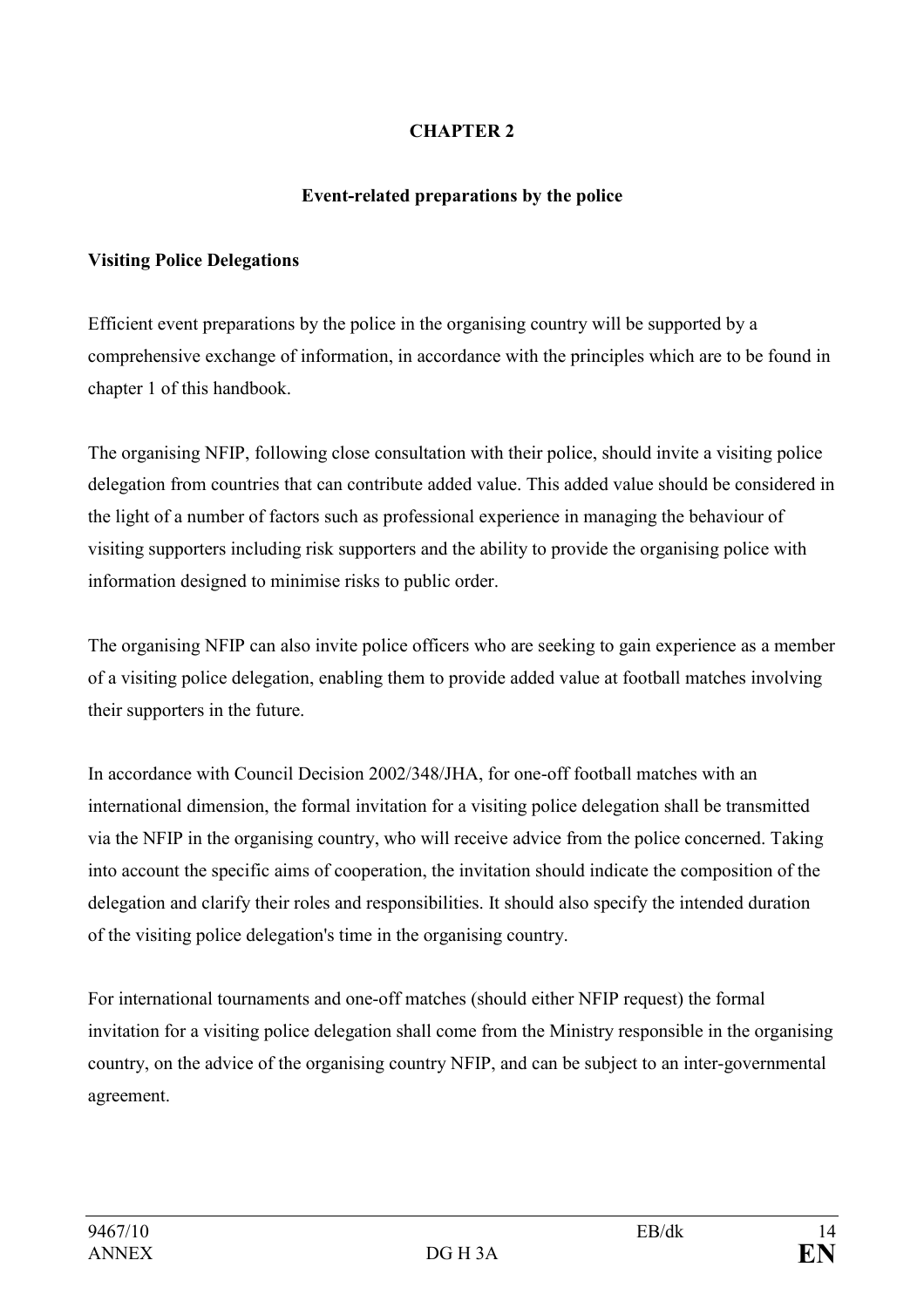# CHAPTER 2

## Event-related preparations by the police

### Visiting Police Delegations

Efficient event preparations by the police in the organising country will be supported by a comprehensive exchange of information, in accordance with the principles which are to be found in chapter 1 of this handbook.

The organising NFIP, following close consultation with their police, should invite a visiting police delegation from countries that can contribute added value. This added value should be considered in the light of a number of factors such as professional experience in managing the behaviour of visiting supporters including risk supporters and the ability to provide the organising police with information designed to minimise risks to public order.

The organising NFIP can also invite police officers who are seeking to gain experience as a member of a visiting police delegation, enabling them to provide added value at football matches involving their supporters in the future.

In accordance with Council Decision 2002/348/JHA, for one-off football matches with an international dimension, the formal invitation for a visiting police delegation shall be transmitted via the NFIP in the organising country, who will receive advice from the police concerned. Taking into account the specific aims of cooperation, the invitation should indicate the composition of the delegation and clarify their roles and responsibilities. It should also specify the intended duration of the visiting police delegation's time in the organising country.

For international tournaments and one-off matches (should either NFIP request) the formal invitation for a visiting police delegation shall come from the Ministry responsible in the organising country, on the advice of the organising country NFIP, and can be subject to an inter-governmental agreement.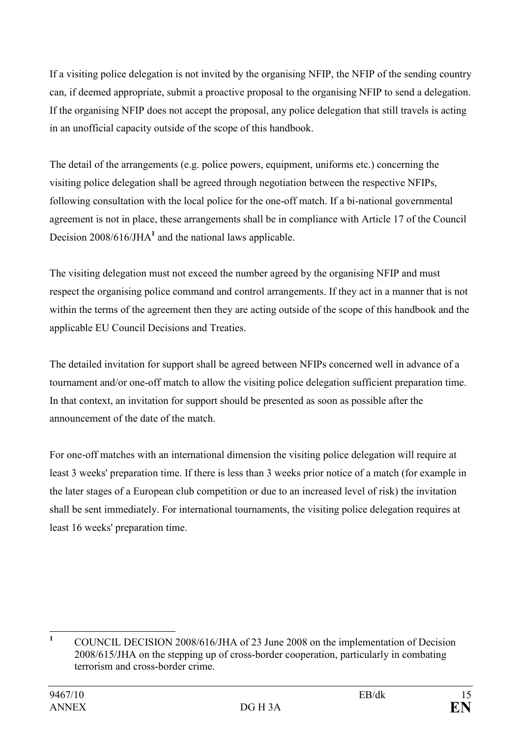If a visiting police delegation is not invited by the organising NFIP, the NFIP of the sending country can, if deemed appropriate, submit a proactive proposal to the organising NFIP to send a delegation. If the organising NFIP does not accept the proposal, any police delegation that still travels is acting in an unofficial capacity outside of the scope of this handbook.

The detail of the arrangements (e.g. police powers, equipment, uniforms etc.) concerning the visiting police delegation shall be agreed through negotiation between the respective NFIPs, following consultation with the local police for the one-off match. If a bi-national governmental agreement is not in place, these arrangements shall be in compliance with Article 17 of the Council Decision 2008/616/JHA[1] and the national laws applicable.

The visiting delegation must not exceed the number agreed by the organising NFIP and must respect the organising police command and control arrangements. If they act in a manner that is not within the terms of the agreement then they are acting outside of the scope of this handbook and the applicable EU Council Decisions and Treaties.

The detailed invitation for support shall be agreed between NFIPs concerned well in advance of a tournament and/or one-off match to allow the visiting police delegation sufficient preparation time. In that context, an invitation for support should be presented as soon as possible after the announcement of the date of the match.

For one-off matches with an international dimension the visiting police delegation will require at least 3 weeks' preparation time. If there is less than 3 weeks prior notice of a match (for example in the later stages of a European club competition or due to an increased level of risk) the invitation shall be sent immediately. For international tournaments, the visiting police delegation requires at least 16 weeks' preparation time.

---

[1] COUNCIL DECISION 2008/616/JHA of 23 June 2008 on the implementation of Decision 2008/615/JHA on the stepping up of cross-border cooperation, particularly in combating terrorism and cross-border crime.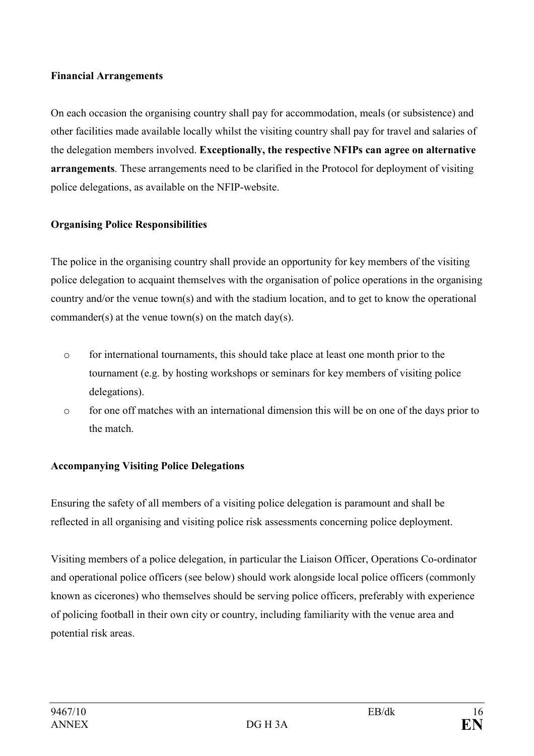**Financial Arrangements**

On each occasion the organising country shall pay for accommodation, meals (or subsistence) and other facilities made available locally whilst the visiting country shall pay for travel and salaries of the delegation members involved. **Exceptionally, the respective NFIPs can agree on alternative arrangements**. These arrangements need to be clarified in the Protocol for deployment of visiting police delegations, as available on the NFIP-website.

**Organising Police Responsibilities**

The police in the organising country shall provide an opportunity for key members of the visiting police delegation to acquaint themselves with the organisation of police operations in the organising country and/or the venue town(s) and with the stadium location, and to get to know the operational commander(s) at the venue town(s) on the match day(s).

- for international tournaments, this should take place at least one month prior to the tournament (e.g. by hosting workshops or seminars for key members of visiting police delegations).
- for one off matches with an international dimension this will be on one of the days prior to the match.

**Accompanying Visiting Police Delegations**

Ensuring the safety of all members of a visiting police delegation is paramount and shall be reflected in all organising and visiting police risk assessments concerning police deployment.

Visiting members of a police delegation, in particular the Liaison Officer, Operations Co-ordinator and operational police officers (see below) should work alongside local police officers (commonly known as cicerones) who themselves should be serving police officers, preferably with experience of policing football in their own city or country, including familiarity with the venue area and potential risk areas.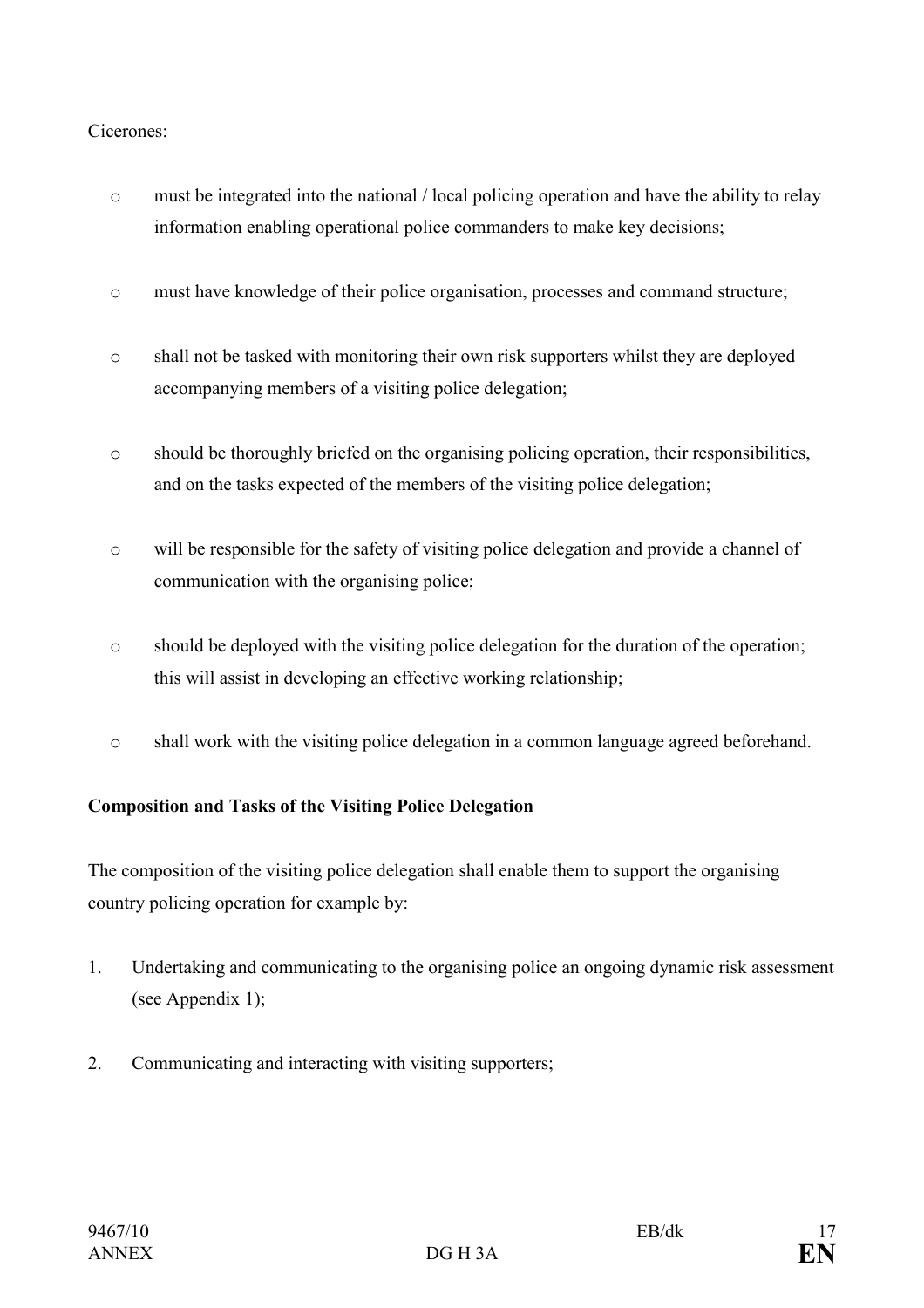Cicerones:

- must be integrated into the national / local policing operation and have the ability to relay information enabling operational police commanders to make key decisions;
- must have knowledge of their police organisation, processes and command structure;
- shall not be tasked with monitoring their own risk supporters whilst they are deployed accompanying members of a visiting police delegation;
- should be thoroughly briefed on the organising policing operation, their responsibilities, and on the tasks expected of the members of the visiting police delegation;
- will be responsible for the safety of visiting police delegation and provide a channel of communication with the organising police;
- should be deployed with the visiting police delegation for the duration of the operation; this will assist in developing an effective working relationship;
- shall work with the visiting police delegation in a common language agreed beforehand.

**Composition and Tasks of the Visiting Police Delegation**

The composition of the visiting police delegation shall enable them to support the organising country policing operation for example by:

1. Undertaking and communicating to the organising police an ongoing dynamic risk assessment (see Appendix 1);
2. Communicating and interacting with visiting supporters;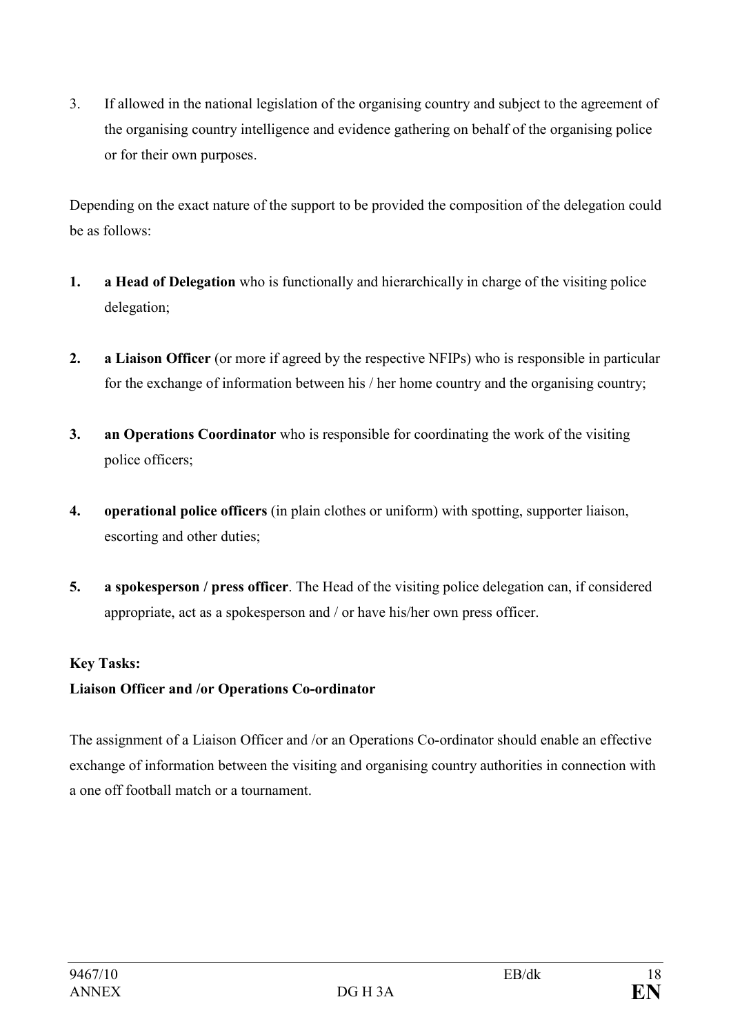3. If allowed in the national legislation of the organising country and subject to the agreement of the organising country intelligence and evidence gathering on behalf of the organising police or for their own purposes.

Depending on the exact nature of the support to be provided the composition of the delegation could be as follows:

1. **a Head of Delegation** who is functionally and hierarchically in charge of the visiting police delegation;

2. **a Liaison Officer** (or more if agreed by the respective NFIPs) who is responsible in particular for the exchange of information between his / her home country and the organising country;

3. **an Operations Coordinator** who is responsible for coordinating the work of the visiting police officers;

4. **operational police officers** (in plain clothes or uniform) with spotting, supporter liaison, escorting and other duties;

5. **a spokesperson / press officer**. The Head of the visiting police delegation can, if considered appropriate, act as a spokesperson and / or have his/her own press officer.

**Key Tasks:**

**Liaison Officer and /or Operations Co-ordinator**

The assignment of a Liaison Officer and /or an Operations Co-ordinator should enable an effective exchange of information between the visiting and organising country authorities in connection with a one off football match or a tournament.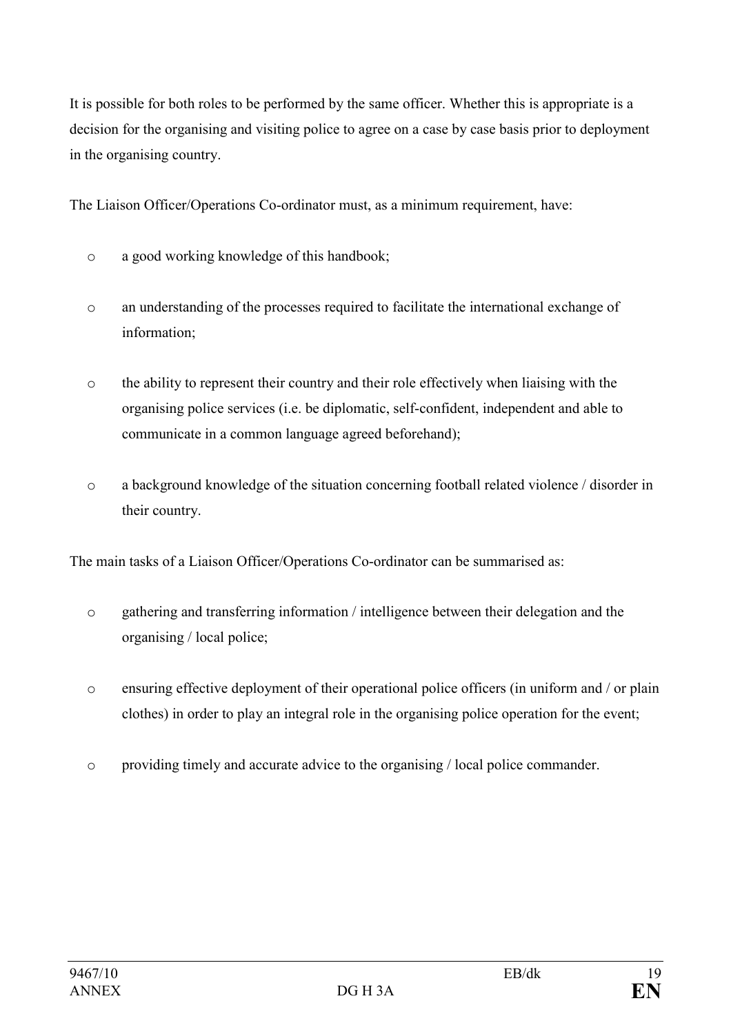It is possible for both roles to be performed by the same officer. Whether this is appropriate is a decision for the organising and visiting police to agree on a case by case basis prior to deployment in the organising country.

The Liaison Officer/Operations Co-ordinator must, as a minimum requirement, have:

- a good working knowledge of this handbook;
- an understanding of the processes required to facilitate the international exchange of information;
- the ability to represent their country and their role effectively when liaising with the organising police services (i.e. be diplomatic, self-confident, independent and able to communicate in a common language agreed beforehand);
- a background knowledge of the situation concerning football related violence / disorder in their country.

The main tasks of a Liaison Officer/Operations Co-ordinator can be summarised as:

- gathering and transferring information / intelligence between their delegation and the organising / local police;
- ensuring effective deployment of their operational police officers (in uniform and / or plain clothes) in order to play an integral role in the organising police operation for the event;
- providing timely and accurate advice to the organising / local police commander.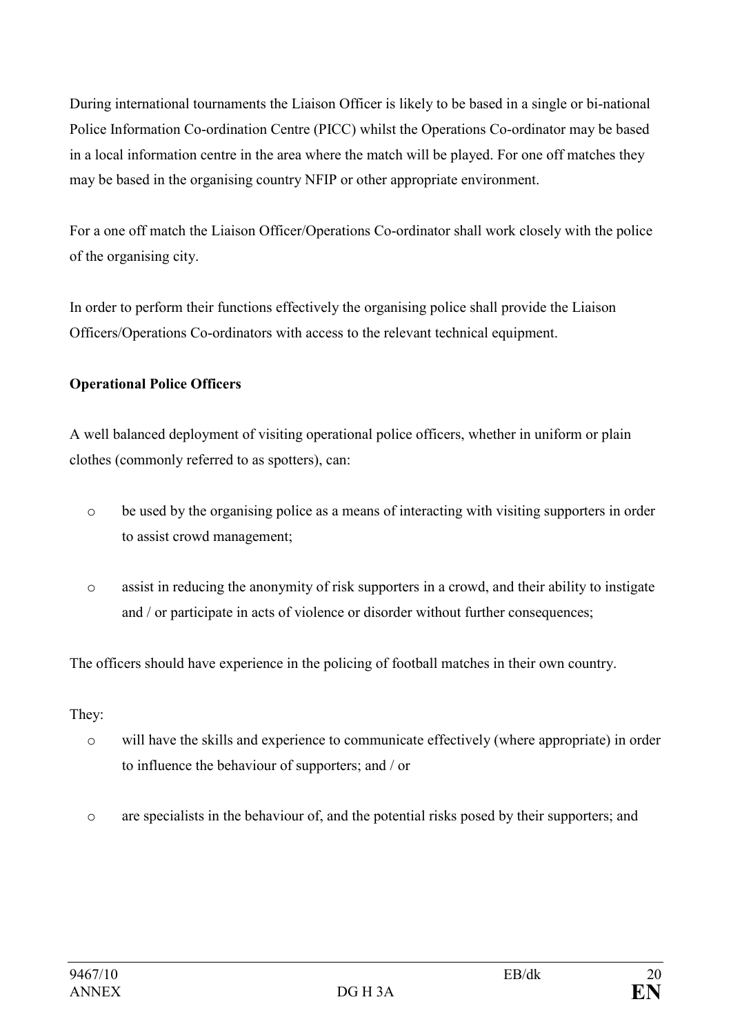During international tournaments the Liaison Officer is likely to be based in a single or bi-national Police Information Co-ordination Centre (PICC) whilst the Operations Co-ordinator may be based in a local information centre in the area where the match will be played. For one off matches they may be based in the organising country NFIP or other appropriate environment.

For a one off match the Liaison Officer/Operations Co-ordinator shall work closely with the police of the organising city.

In order to perform their functions effectively the organising police shall provide the Liaison Officers/Operations Co-ordinators with access to the relevant technical equipment.

**Operational Police Officers**

A well balanced deployment of visiting operational police officers, whether in uniform or plain clothes (commonly referred to as spotters), can:

- be used by the organising police as a means of interacting with visiting supporters in order to assist crowd management;
- assist in reducing the anonymity of risk supporters in a crowd, and their ability to instigate and / or participate in acts of violence or disorder without further consequences;

The officers should have experience in the policing of football matches in their own country.

They:

- will have the skills and experience to communicate effectively (where appropriate) in order to influence the behaviour of supporters; and / or
- are specialists in the behaviour of, and the potential risks posed by their supporters; and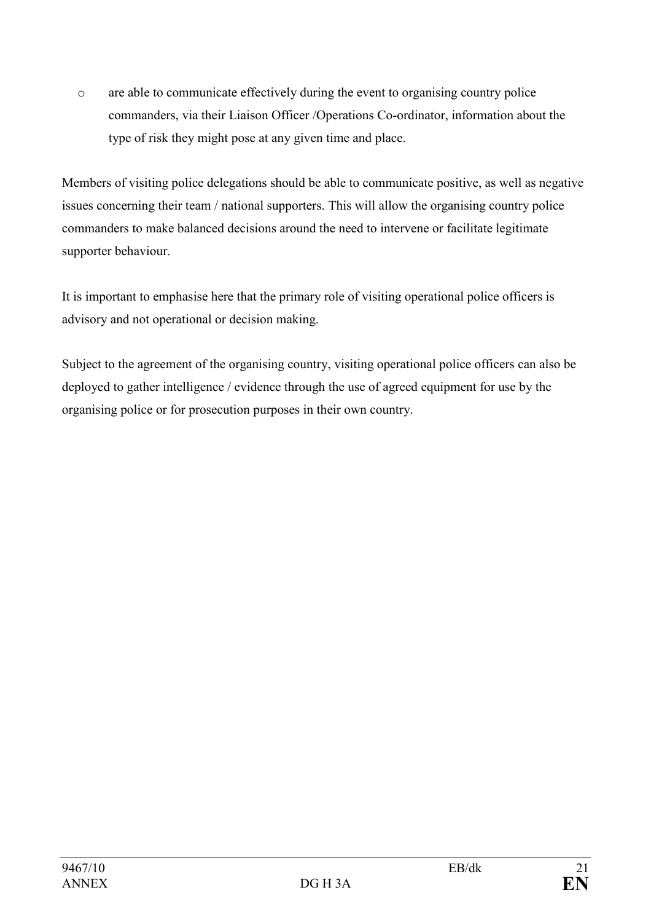- are able to communicate effectively during the event to organising country police commanders, via their Liaison Officer /Operations Co-ordinator, information about the type of risk they might pose at any given time and place.

Members of visiting police delegations should be able to communicate positive, as well as negative issues concerning their team / national supporters. This will allow the organising country police commanders to make balanced decisions around the need to intervene or facilitate legitimate supporter behaviour.

It is important to emphasise here that the primary role of visiting operational police officers is advisory and not operational or decision making.

Subject to the agreement of the organising country, visiting operational police officers can also be deployed to gather intelligence / evidence through the use of agreed equipment for use by the organising police or for prosecution purposes in their own country.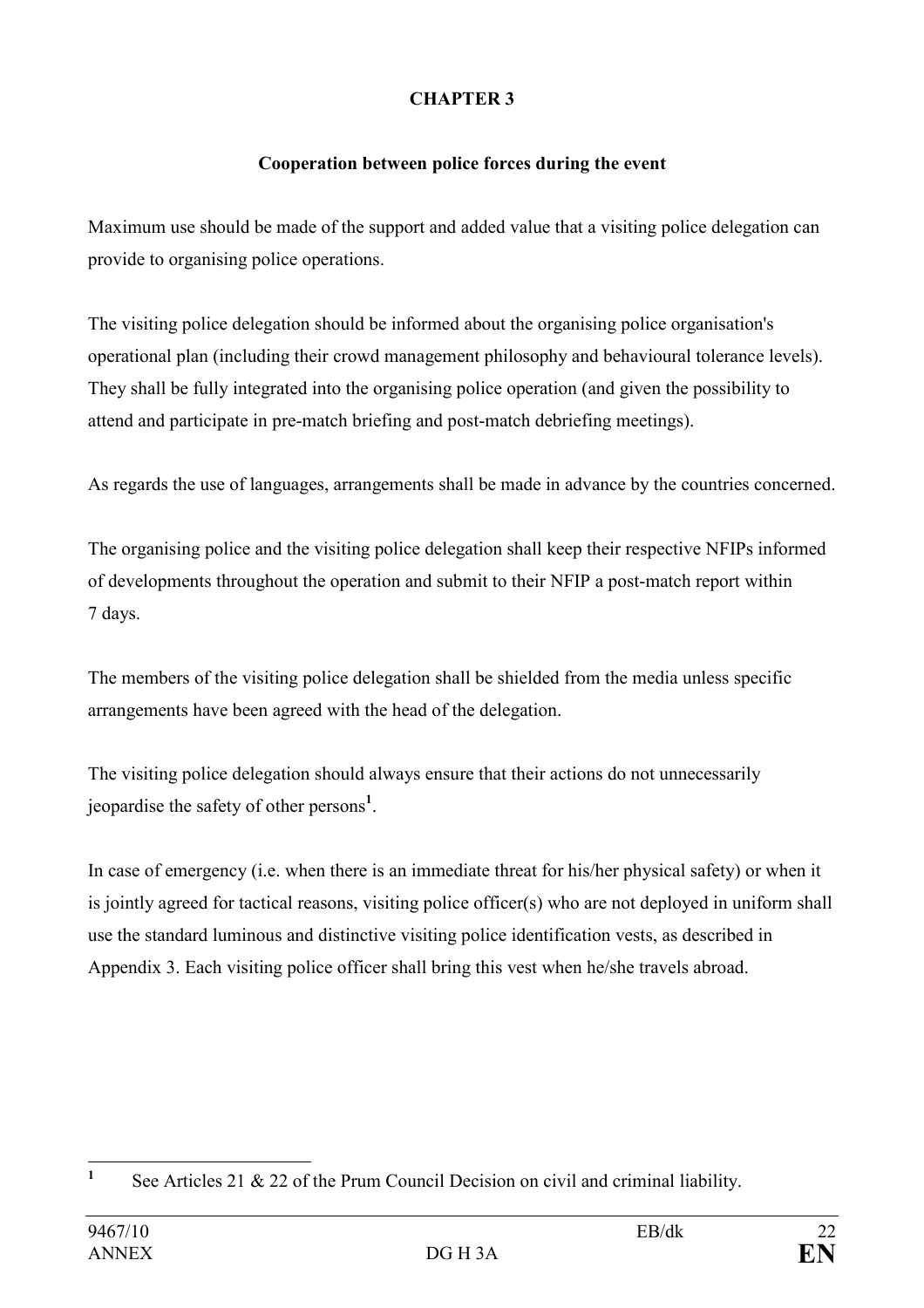## CHAPTER 3

### Cooperation between police forces during the event

Maximum use should be made of the support and added value that a visiting police delegation can provide to organising police operations.

The visiting police delegation should be informed about the organising police organisation's operational plan (including their crowd management philosophy and behavioural tolerance levels). They shall be fully integrated into the organising police operation (and given the possibility to attend and participate in pre-match briefing and post-match debriefing meetings).

As regards the use of languages, arrangements shall be made in advance by the countries concerned.

The organising police and the visiting police delegation shall keep their respective NFIPs informed of developments throughout the operation and submit to their NFIP a post-match report within 7 days.

The members of the visiting police delegation shall be shielded from the media unless specific arrangements have been agreed with the head of the delegation.

The visiting police delegation should always ensure that their actions do not unnecessarily jeopardise the safety of other persons[1].

In case of emergency (i.e. when there is an immediate threat for his/her physical safety) or when it is jointly agreed for tactical reasons, visiting police officer(s) who are not deployed in uniform shall use the standard luminous and distinctive visiting police identification vests, as described in Appendix 3. Each visiting police officer shall bring this vest when he/she travels abroad.

---

[1] See Articles 21 & 22 of the Prum Council Decision on civil and criminal liability.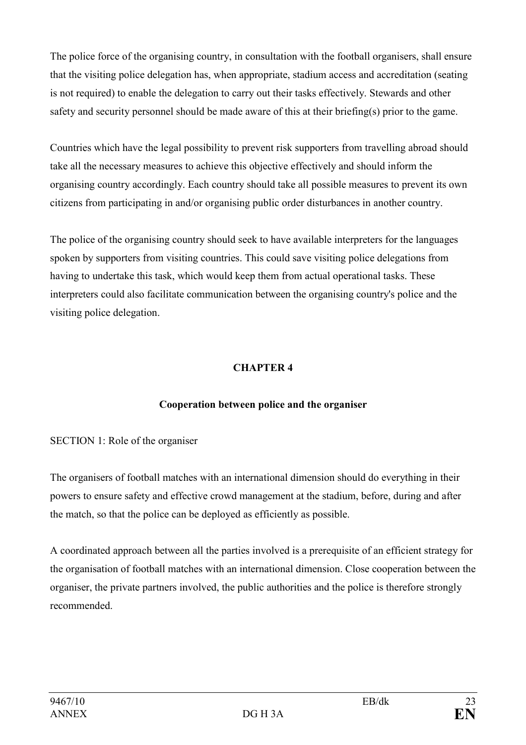The police force of the organising country, in consultation with the football organisers, shall ensure that the visiting police delegation has, when appropriate, stadium access and accreditation (seating is not required) to enable the delegation to carry out their tasks effectively. Stewards and other safety and security personnel should be made aware of this at their briefing(s) prior to the game.

Countries which have the legal possibility to prevent risk supporters from travelling abroad should take all the necessary measures to achieve this objective effectively and should inform the organising country accordingly. Each country should take all possible measures to prevent its own citizens from participating in and/or organising public order disturbances in another country.

The police of the organising country should seek to have available interpreters for the languages spoken by supporters from visiting countries. This could save visiting police delegations from having to undertake this task, which would keep them from actual operational tasks. These interpreters could also facilitate communication between the organising country's police and the visiting police delegation.

## CHAPTER 4

### Cooperation between police and the organiser

SECTION 1: Role of the organiser

The organisers of football matches with an international dimension should do everything in their powers to ensure safety and effective crowd management at the stadium, before, during and after the match, so that the police can be deployed as efficiently as possible.

A coordinated approach between all the parties involved is a prerequisite of an efficient strategy for the organisation of football matches with an international dimension. Close cooperation between the organiser, the private partners involved, the public authorities and the police is therefore strongly recommended.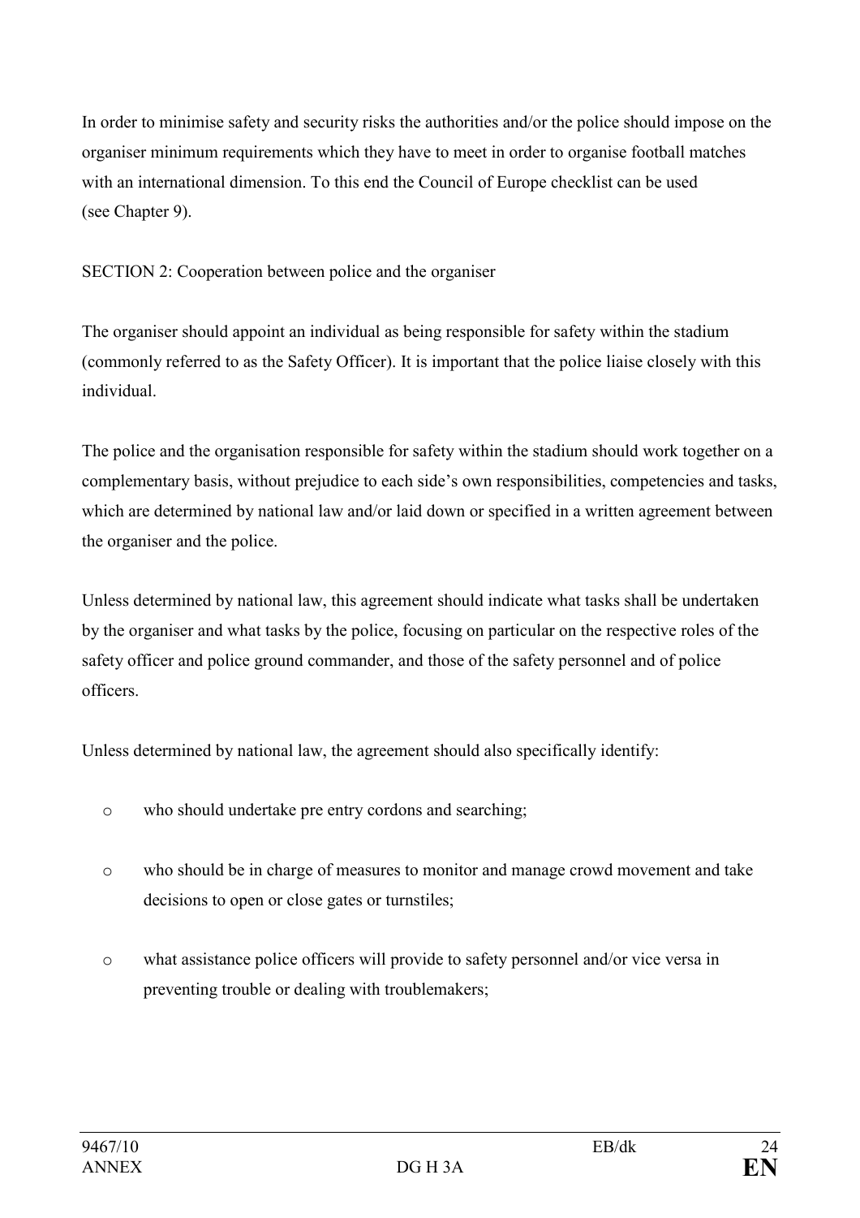In order to minimise safety and security risks the authorities and/or the police should impose on the organiser minimum requirements which they have to meet in order to organise football matches with an international dimension. To this end the Council of Europe checklist can be used (see Chapter 9).

SECTION 2: Cooperation between police and the organiser

The organiser should appoint an individual as being responsible for safety within the stadium (commonly referred to as the Safety Officer). It is important that the police liaise closely with this individual.

The police and the organisation responsible for safety within the stadium should work together on a complementary basis, without prejudice to each side's own responsibilities, competencies and tasks, which are determined by national law and/or laid down or specified in a written agreement between the organiser and the police.

Unless determined by national law, this agreement should indicate what tasks shall be undertaken by the organiser and what tasks by the police, focusing on particular on the respective roles of the safety officer and police ground commander, and those of the safety personnel and of police officers.

Unless determined by national law, the agreement should also specifically identify:

- who should undertake pre entry cordons and searching;
- who should be in charge of measures to monitor and manage crowd movement and take decisions to open or close gates or turnstiles;
- what assistance police officers will provide to safety personnel and/or vice versa in preventing trouble or dealing with troublemakers;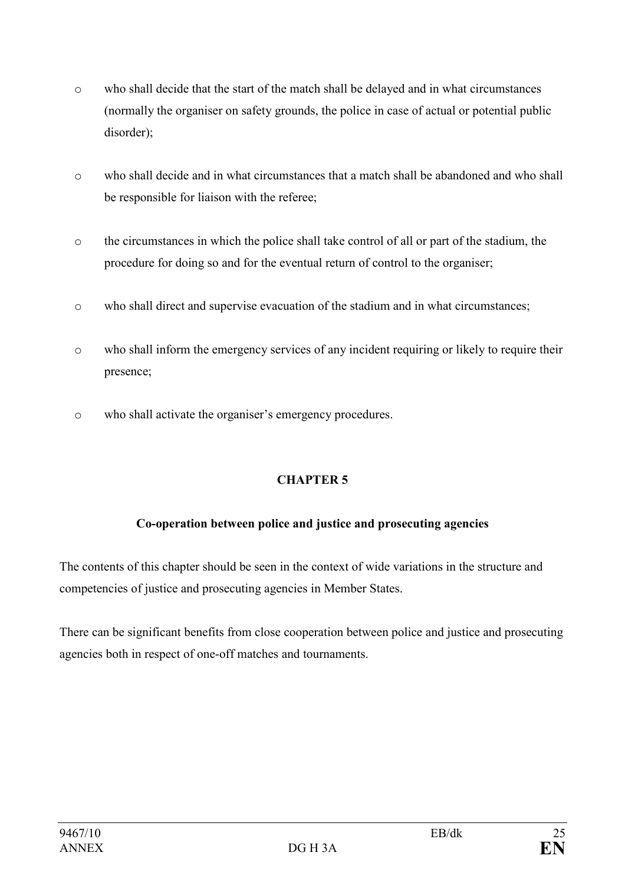- who shall decide that the start of the match shall be delayed and in what circumstances (normally the organiser on safety grounds, the police in case of actual or potential public disorder);

- who shall decide and in what circumstances that a match shall be abandoned and who shall be responsible for liaison with the referee;

- the circumstances in which the police shall take control of all or part of the stadium, the procedure for doing so and for the eventual return of control to the organiser;

- who shall direct and supervise evacuation of the stadium and in what circumstances;

- who shall inform the emergency services of any incident requiring or likely to require their presence;

- who shall activate the organiser's emergency procedures.

## CHAPTER 5

### Co-operation between police and justice and prosecuting agencies

The contents of this chapter should be seen in the context of wide variations in the structure and competencies of justice and prosecuting agencies in Member States.

There can be significant benefits from close cooperation between police and justice and prosecuting agencies both in respect of one-off matches and tournaments.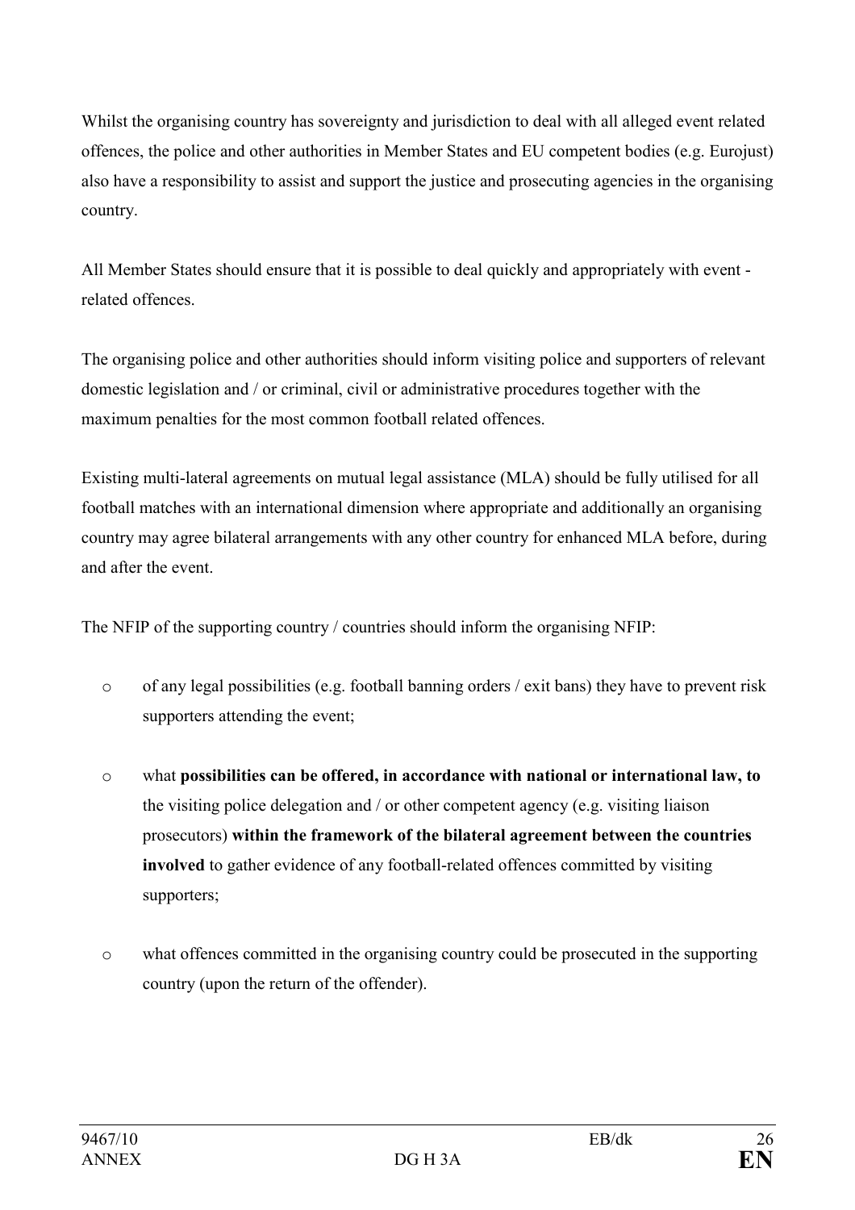Whilst the organising country has sovereignty and jurisdiction to deal with all alleged event related offences, the police and other authorities in Member States and EU competent bodies (e.g. Eurojust) also have a responsibility to assist and support the justice and prosecuting agencies in the organising country.

All Member States should ensure that it is possible to deal quickly and appropriately with event - related offences.

The organising police and other authorities should inform visiting police and supporters of relevant domestic legislation and / or criminal, civil or administrative procedures together with the maximum penalties for the most common football related offences.

Existing multi-lateral agreements on mutual legal assistance (MLA) should be fully utilised for all football matches with an international dimension where appropriate and additionally an organising country may agree bilateral arrangements with any other country for enhanced MLA before, during and after the event.

The NFIP of the supporting country / countries should inform the organising NFIP:

- of any legal possibilities (e.g. football banning orders / exit bans) they have to prevent risk supporters attending the event;
- what **possibilities can be offered, in accordance with national or international law, to** the visiting police delegation and / or other competent agency (e.g. visiting liaison prosecutors) **within the framework of the bilateral agreement between the countries involved** to gather evidence of any football-related offences committed by visiting supporters;
- what offences committed in the organising country could be prosecuted in the supporting country (upon the return of the offender).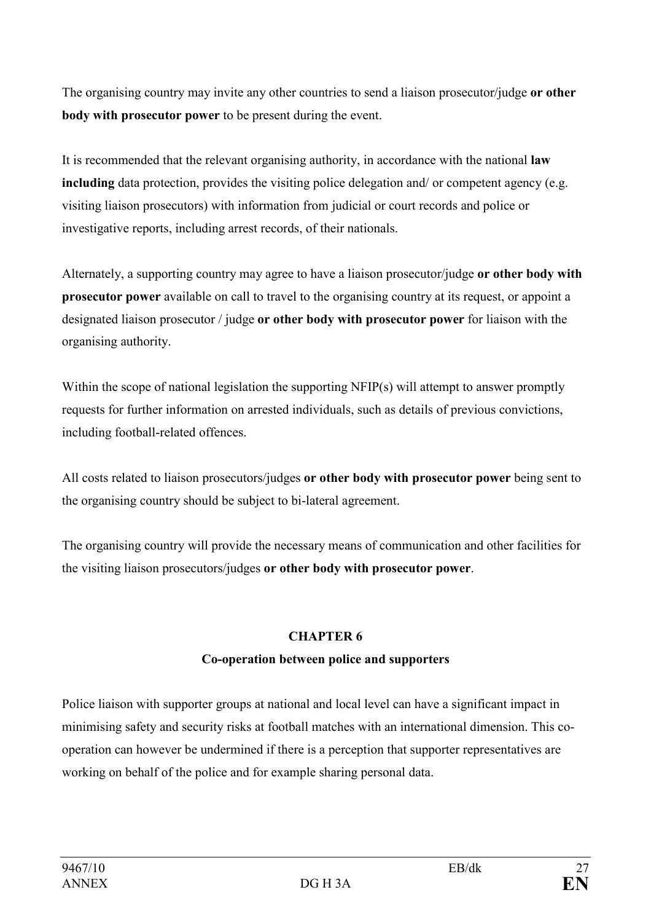The organising country may invite any other countries to send a liaison prosecutor/judge **or other body with prosecutor power** to be present during the event.

It is recommended that the relevant organising authority, in accordance with the national **law including** data protection, provides the visiting police delegation and/ or competent agency (e.g. visiting liaison prosecutors) with information from judicial or court records and police or investigative reports, including arrest records, of their nationals.

Alternately, a supporting country may agree to have a liaison prosecutor/judge **or other body with prosecutor power** available on call to travel to the organising country at its request, or appoint a designated liaison prosecutor / judge **or other body with prosecutor power** for liaison with the organising authority.

Within the scope of national legislation the supporting NFIP(s) will attempt to answer promptly requests for further information on arrested individuals, such as details of previous convictions, including football-related offences.

All costs related to liaison prosecutors/judges **or other body with prosecutor power** being sent to the organising country should be subject to bi-lateral agreement.

The organising country will provide the necessary means of communication and other facilities for the visiting liaison prosecutors/judges **or other body with prosecutor power**.

## CHAPTER 6

### Co-operation between police and supporters

Police liaison with supporter groups at national and local level can have a significant impact in minimising safety and security risks at football matches with an international dimension. This co-operation can however be undermined if there is a perception that supporter representatives are working on behalf of the police and for example sharing personal data.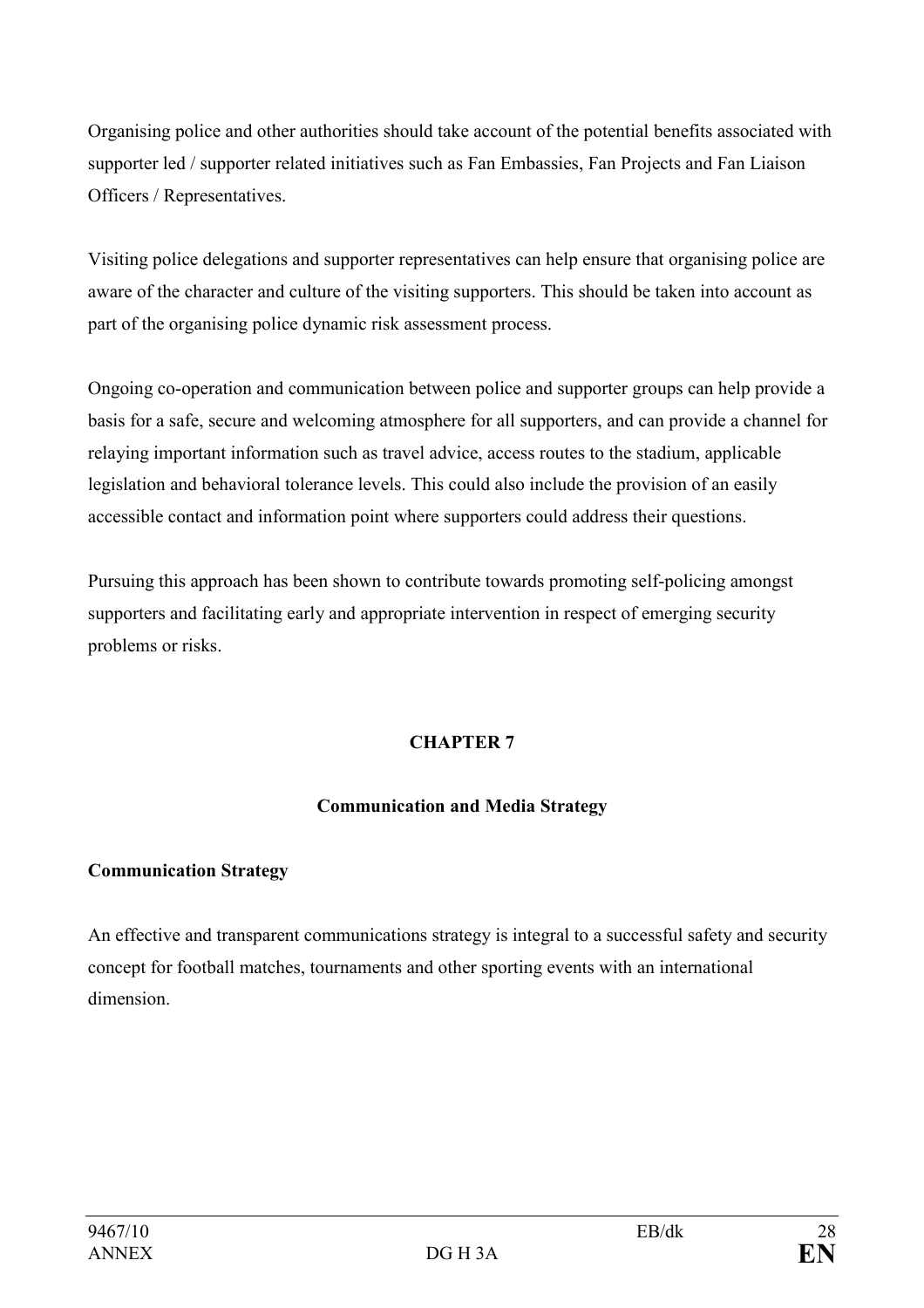Organising police and other authorities should take account of the potential benefits associated with supporter led / supporter related initiatives such as Fan Embassies, Fan Projects and Fan Liaison Officers / Representatives.

Visiting police delegations and supporter representatives can help ensure that organising police are aware of the character and culture of the visiting supporters. This should be taken into account as part of the organising police dynamic risk assessment process.

Ongoing co-operation and communication between police and supporter groups can help provide a basis for a safe, secure and welcoming atmosphere for all supporters, and can provide a channel for relaying important information such as travel advice, access routes to the stadium, applicable legislation and behavioral tolerance levels. This could also include the provision of an easily accessible contact and information point where supporters could address their questions.

Pursuing this approach has been shown to contribute towards promoting self-policing amongst supporters and facilitating early and appropriate intervention in respect of emerging security problems or risks.

## CHAPTER 7

## Communication and Media Strategy

### Communication Strategy

An effective and transparent communications strategy is integral to a successful safety and security concept for football matches, tournaments and other sporting events with an international dimension.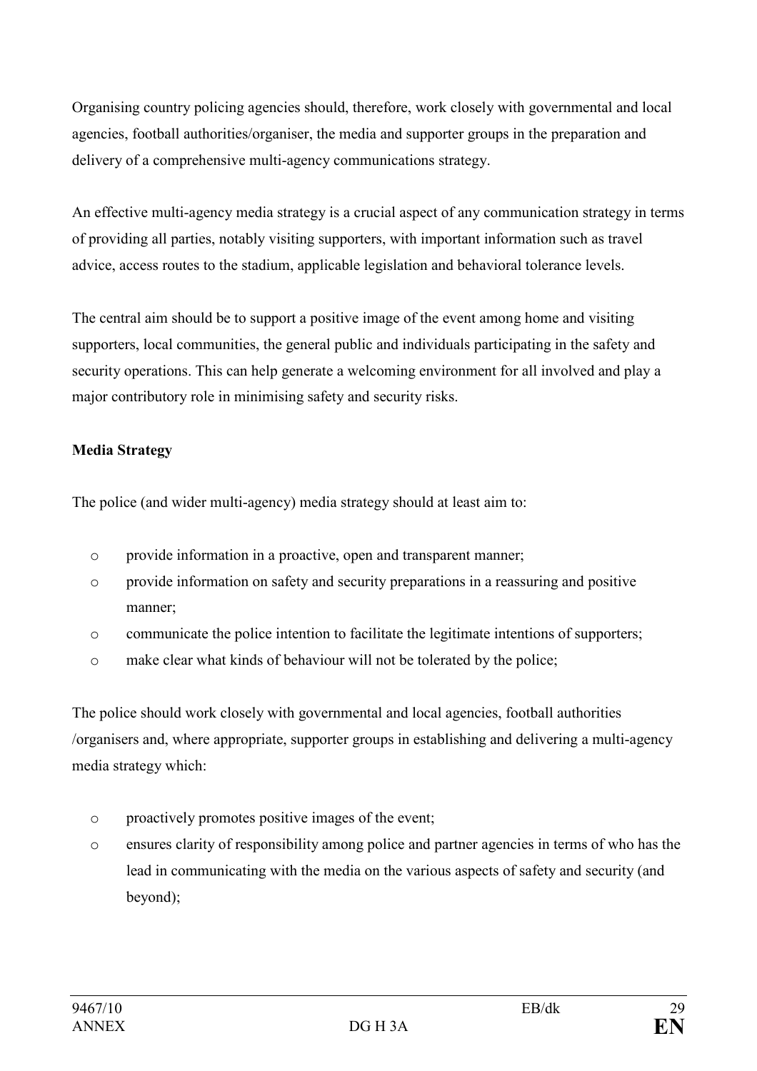Organising country policing agencies should, therefore, work closely with governmental and local agencies, football authorities/organiser, the media and supporter groups in the preparation and delivery of a comprehensive multi-agency communications strategy.

An effective multi-agency media strategy is a crucial aspect of any communication strategy in terms of providing all parties, notably visiting supporters, with important information such as travel advice, access routes to the stadium, applicable legislation and behavioral tolerance levels.

The central aim should be to support a positive image of the event among home and visiting supporters, local communities, the general public and individuals participating in the safety and security operations. This can help generate a welcoming environment for all involved and play a major contributory role in minimising safety and security risks.

**Media Strategy**

The police (and wider multi-agency) media strategy should at least aim to:

- provide information in a proactive, open and transparent manner;
- provide information on safety and security preparations in a reassuring and positive manner;
- communicate the police intention to facilitate the legitimate intentions of supporters;
- make clear what kinds of behaviour will not be tolerated by the police;

The police should work closely with governmental and local agencies, football authorities /organisers and, where appropriate, supporter groups in establishing and delivering a multi-agency media strategy which:

- proactively promotes positive images of the event;
- ensures clarity of responsibility among police and partner agencies in terms of who has the lead in communicating with the media on the various aspects of safety and security (and beyond);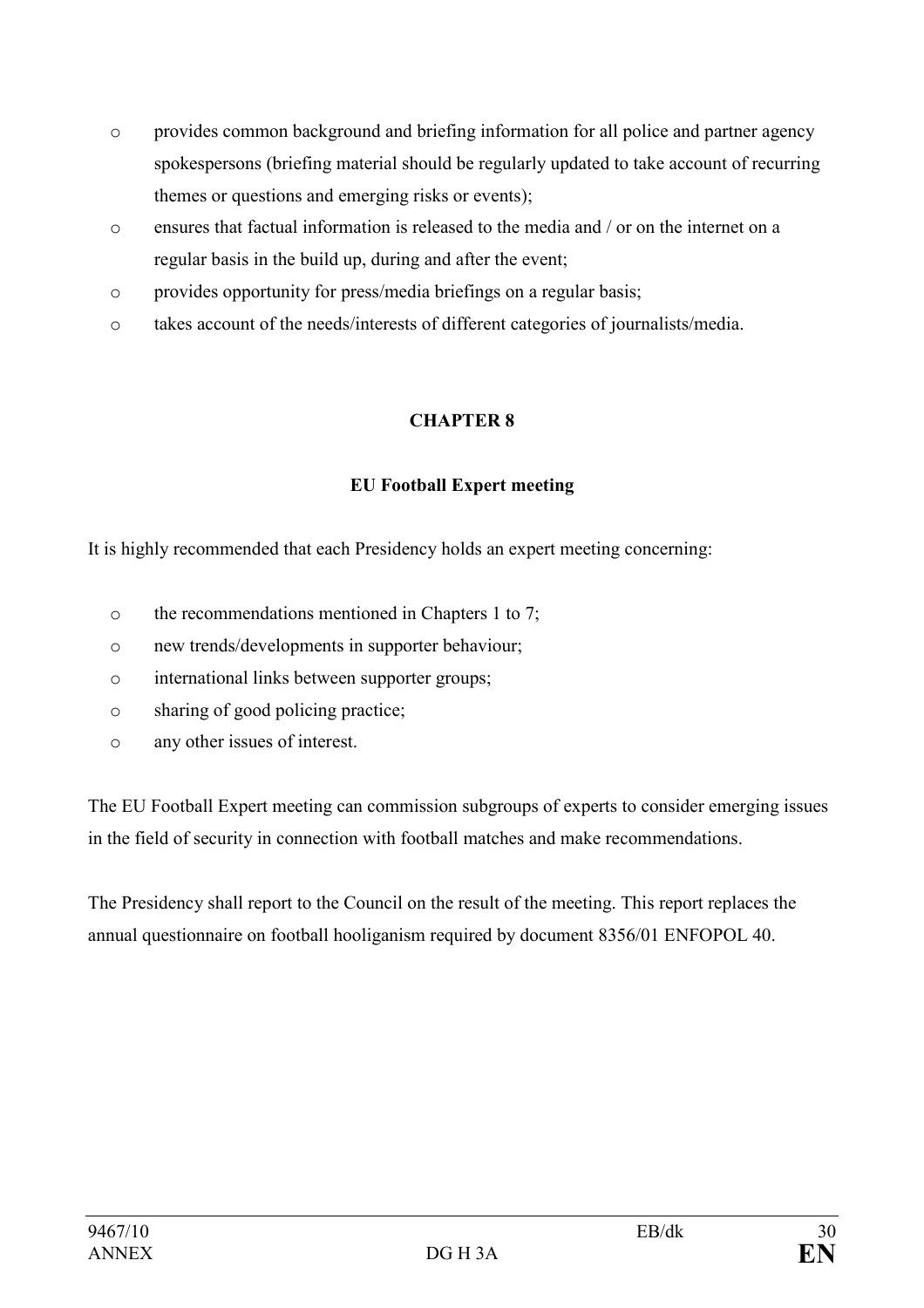- provides common background and briefing information for all police and partner agency spokespersons (briefing material should be regularly updated to take account of recurring themes or questions and emerging risks or events);
- ensures that factual information is released to the media and / or on the internet on a regular basis in the build up, during and after the event;
- provides opportunity for press/media briefings on a regular basis;
- takes account of the needs/interests of different categories of journalists/media.

## CHAPTER 8

### EU Football Expert meeting

It is highly recommended that each Presidency holds an expert meeting concerning:

- the recommendations mentioned in Chapters 1 to 7;
- new trends/developments in supporter behaviour;
- international links between supporter groups;
- sharing of good policing practice;
- any other issues of interest.

The EU Football Expert meeting can commission subgroups of experts to consider emerging issues in the field of security in connection with football matches and make recommendations.

The Presidency shall report to the Council on the result of the meeting. This report replaces the annual questionnaire on football hooliganism required by document 8356/01 ENFOPOL 40.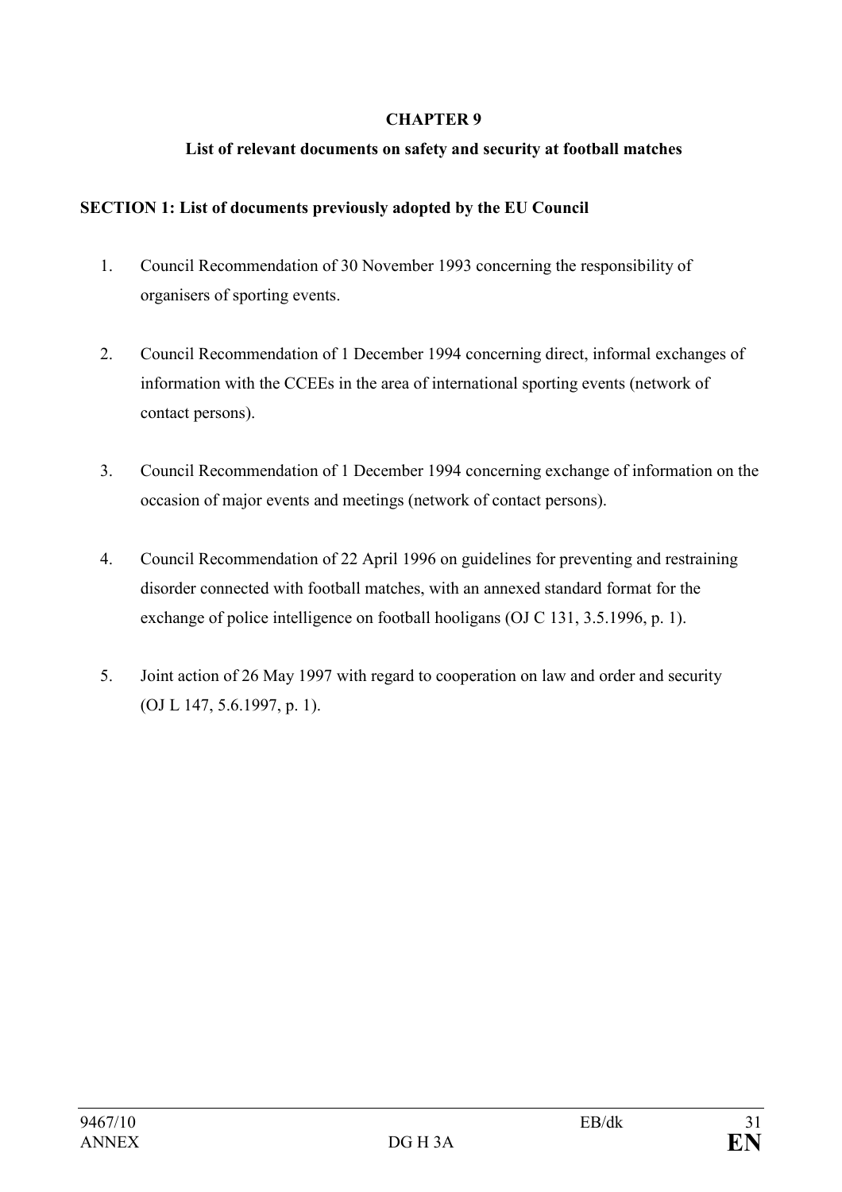# CHAPTER 9

## List of relevant documents on safety and security at football matches

### SECTION 1: List of documents previously adopted by the EU Council

1. Council Recommendation of 30 November 1993 concerning the responsibility of organisers of sporting events.

2. Council Recommendation of 1 December 1994 concerning direct, informal exchanges of information with the CCEEs in the area of international sporting events (network of contact persons).

3. Council Recommendation of 1 December 1994 concerning exchange of information on the occasion of major events and meetings (network of contact persons).

4. Council Recommendation of 22 April 1996 on guidelines for preventing and restraining disorder connected with football matches, with an annexed standard format for the exchange of police intelligence on football hooligans (OJ C 131, 3.5.1996, p. 1).

5. Joint action of 26 May 1997 with regard to cooperation on law and order and security (OJ L 147, 5.6.1997, p. 1).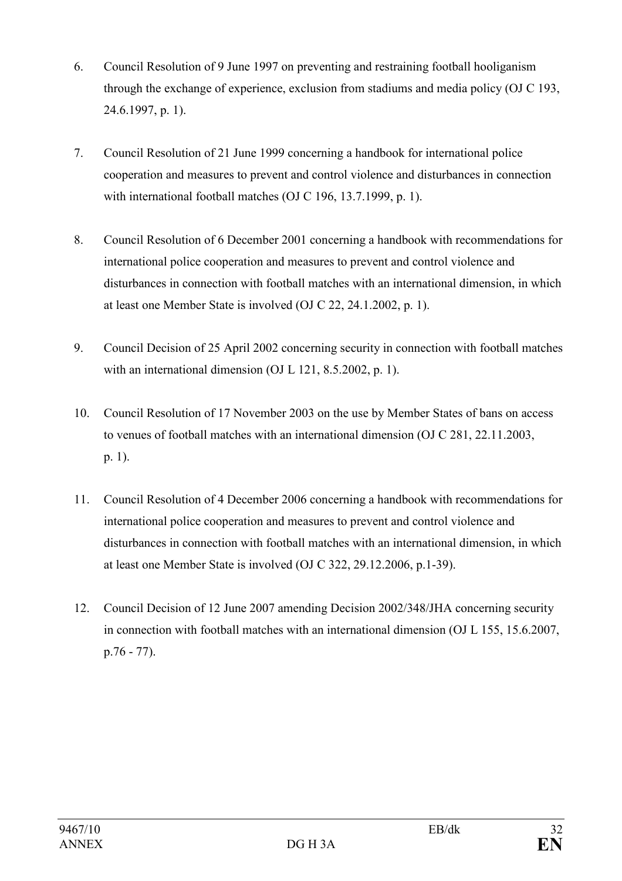6. Council Resolution of 9 June 1997 on preventing and restraining football hooliganism through the exchange of experience, exclusion from stadiums and media policy (OJ C 193, 24.6.1997, p. 1).

7. Council Resolution of 21 June 1999 concerning a handbook for international police cooperation and measures to prevent and control violence and disturbances in connection with international football matches (OJ C 196, 13.7.1999, p. 1).

8. Council Resolution of 6 December 2001 concerning a handbook with recommendations for international police cooperation and measures to prevent and control violence and disturbances in connection with football matches with an international dimension, in which at least one Member State is involved (OJ C 22, 24.1.2002, p. 1).

9. Council Decision of 25 April 2002 concerning security in connection with football matches with an international dimension (OJ L 121, 8.5.2002, p. 1).

10. Council Resolution of 17 November 2003 on the use by Member States of bans on access to venues of football matches with an international dimension (OJ C 281, 22.11.2003, p. 1).

11. Council Resolution of 4 December 2006 concerning a handbook with recommendations for international police cooperation and measures to prevent and control violence and disturbances in connection with football matches with an international dimension, in which at least one Member State is involved (OJ C 322, 29.12.2006, p.1-39).

12. Council Decision of 12 June 2007 amending Decision 2002/348/JHA concerning security in connection with football matches with an international dimension (OJ L 155, 15.6.2007, p.76 - 77).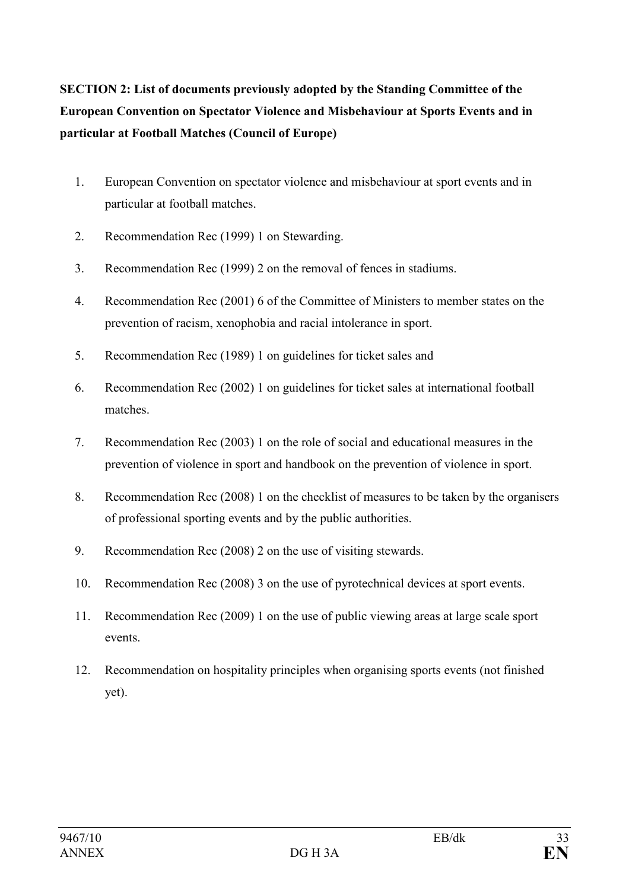**SECTION 2: List of documents previously adopted by the Standing Committee of the European Convention on Spectator Violence and Misbehaviour at Sports Events and in particular at Football Matches (Council of Europe)**

1. European Convention on spectator violence and misbehaviour at sport events and in particular at football matches.
2. Recommendation Rec (1999) 1 on Stewarding.
3. Recommendation Rec (1999) 2 on the removal of fences in stadiums.
4. Recommendation Rec (2001) 6 of the Committee of Ministers to member states on the prevention of racism, xenophobia and racial intolerance in sport.
5. Recommendation Rec (1989) 1 on guidelines for ticket sales and
6. Recommendation Rec (2002) 1 on guidelines for ticket sales at international football matches.
7. Recommendation Rec (2003) 1 on the role of social and educational measures in the prevention of violence in sport and handbook on the prevention of violence in sport.
8. Recommendation Rec (2008) 1 on the checklist of measures to be taken by the organisers of professional sporting events and by the public authorities.
9. Recommendation Rec (2008) 2 on the use of visiting stewards.
10. Recommendation Rec (2008) 3 on the use of pyrotechnical devices at sport events.
11. Recommendation Rec (2009) 1 on the use of public viewing areas at large scale sport events.
12. Recommendation on hospitality principles when organising sports events (not finished yet).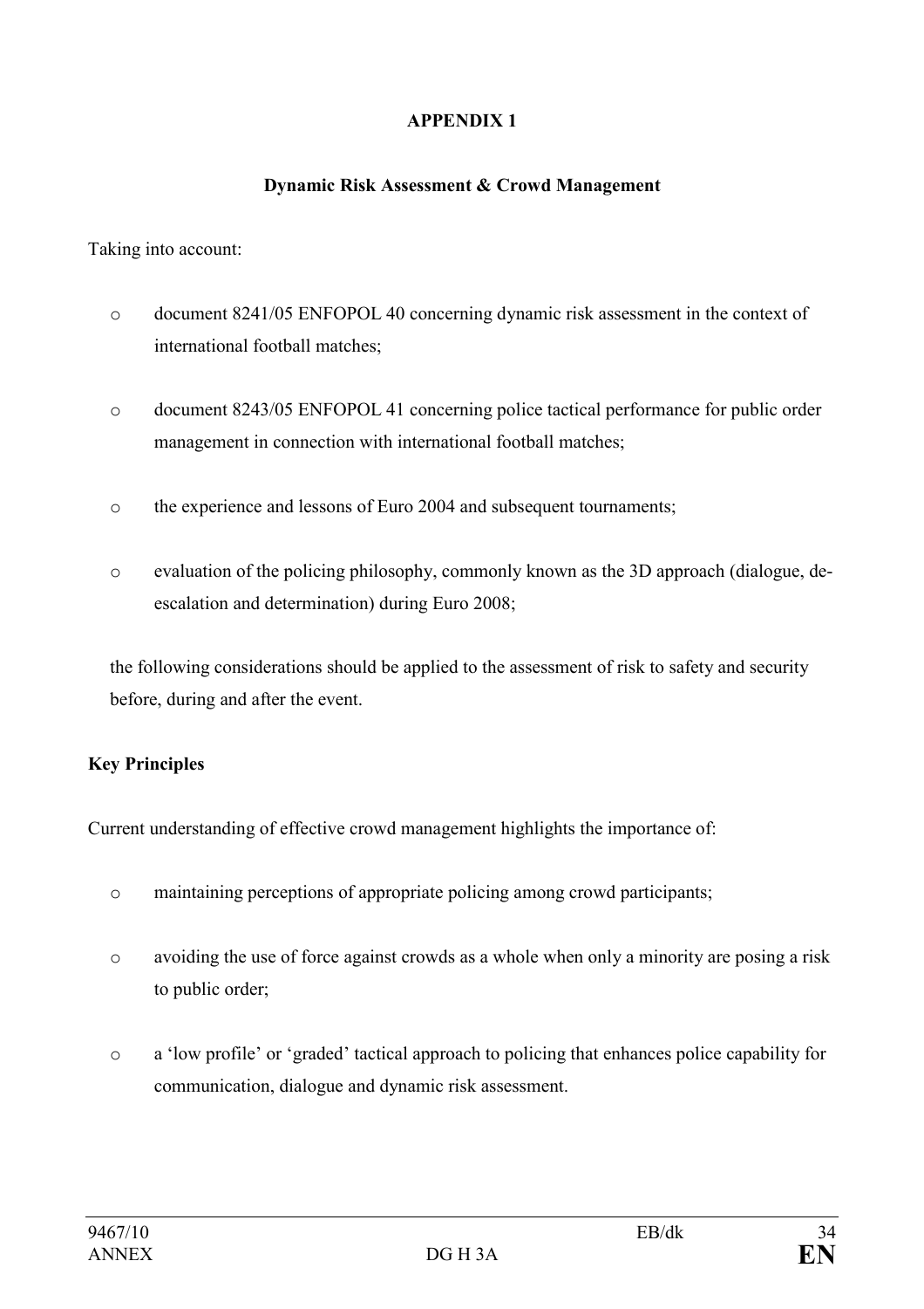**APPENDIX 1**

**Dynamic Risk Assessment & Crowd Management**

Taking into account:

- document 8241/05 ENFOPOL 40 concerning dynamic risk assessment in the context of international football matches;
- document 8243/05 ENFOPOL 41 concerning police tactical performance for public order management in connection with international football matches;
- the experience and lessons of Euro 2004 and subsequent tournaments;
- evaluation of the policing philosophy, commonly known as the 3D approach (dialogue, de-escalation and determination) during Euro 2008;

the following considerations should be applied to the assessment of risk to safety and security before, during and after the event.

**Key Principles**

Current understanding of effective crowd management highlights the importance of:

- maintaining perceptions of appropriate policing among crowd participants;
- avoiding the use of force against crowds as a whole when only a minority are posing a risk to public order;
- a 'low profile' or 'graded' tactical approach to policing that enhances police capability for communication, dialogue and dynamic risk assessment.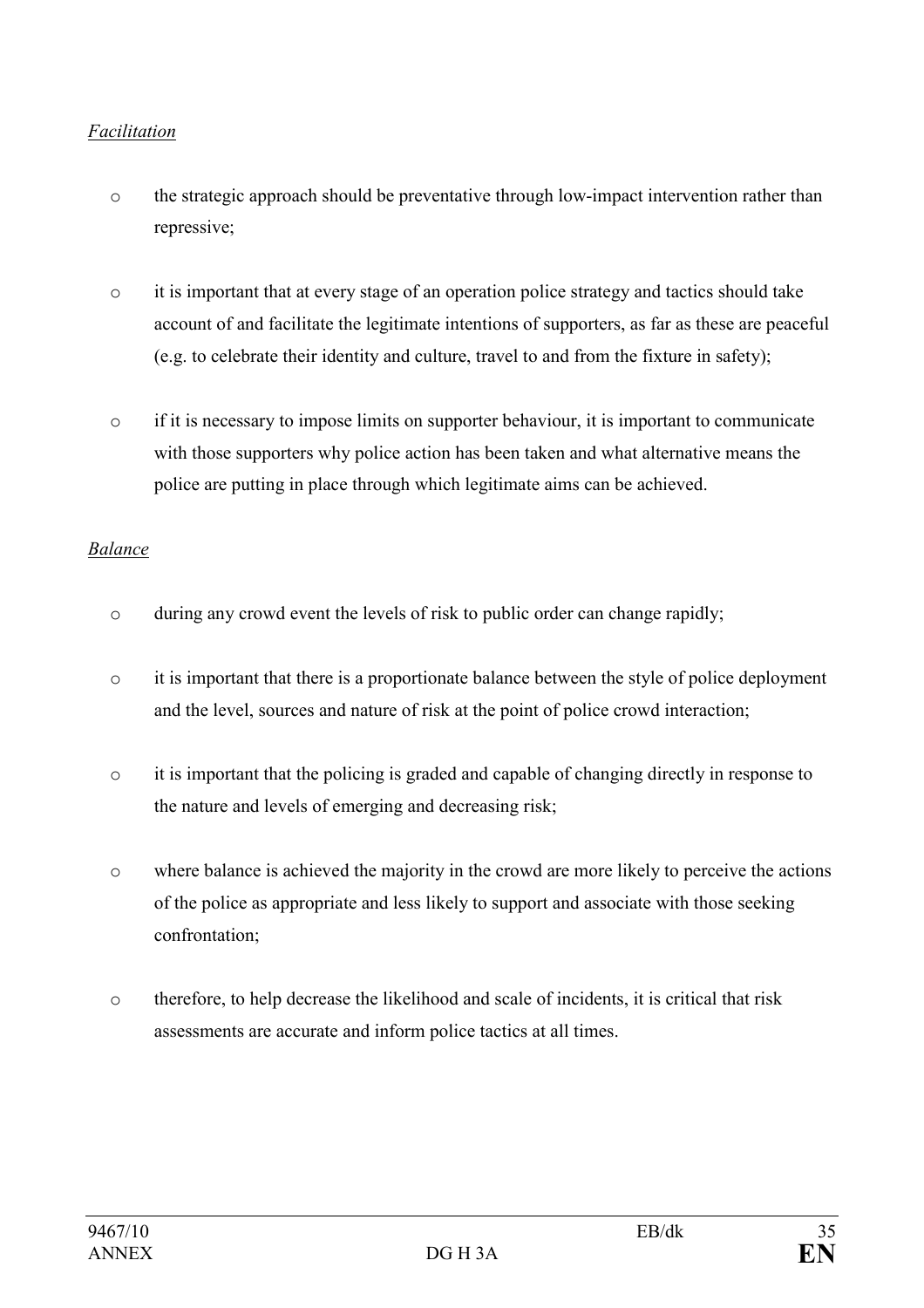*Facilitation*

- the strategic approach should be preventative through low-impact intervention rather than repressive;
- it is important that at every stage of an operation police strategy and tactics should take account of and facilitate the legitimate intentions of supporters, as far as these are peaceful (e.g. to celebrate their identity and culture, travel to and from the fixture in safety);
- if it is necessary to impose limits on supporter behaviour, it is important to communicate with those supporters why police action has been taken and what alternative means the police are putting in place through which legitimate aims can be achieved.

*Balance*

- during any crowd event the levels of risk to public order can change rapidly;
- it is important that there is a proportionate balance between the style of police deployment and the level, sources and nature of risk at the point of police crowd interaction;
- it is important that the policing is graded and capable of changing directly in response to the nature and levels of emerging and decreasing risk;
- where balance is achieved the majority in the crowd are more likely to perceive the actions of the police as appropriate and less likely to support and associate with those seeking confrontation;
- therefore, to help decrease the likelihood and scale of incidents, it is critical that risk assessments are accurate and inform police tactics at all times.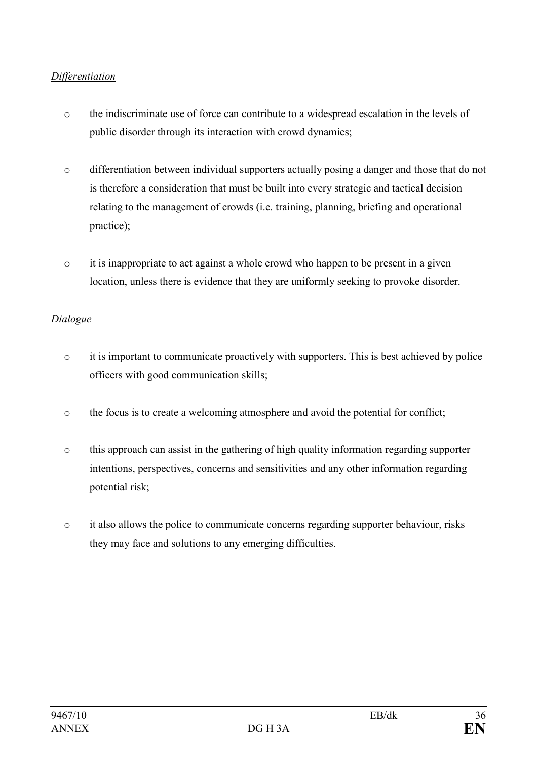*Differentiation*

- the indiscriminate use of force can contribute to a widespread escalation in the levels of public disorder through its interaction with crowd dynamics;

- differentiation between individual supporters actually posing a danger and those that do not is therefore a consideration that must be built into every strategic and tactical decision relating to the management of crowds (i.e. training, planning, briefing and operational practice);

- it is inappropriate to act against a whole crowd who happen to be present in a given location, unless there is evidence that they are uniformly seeking to provoke disorder.

*Dialogue*

- it is important to communicate proactively with supporters. This is best achieved by police officers with good communication skills;

- the focus is to create a welcoming atmosphere and avoid the potential for conflict;

- this approach can assist in the gathering of high quality information regarding supporter intentions, perspectives, concerns and sensitivities and any other information regarding potential risk;

- it also allows the police to communicate concerns regarding supporter behaviour, risks they may face and solutions to any emerging difficulties.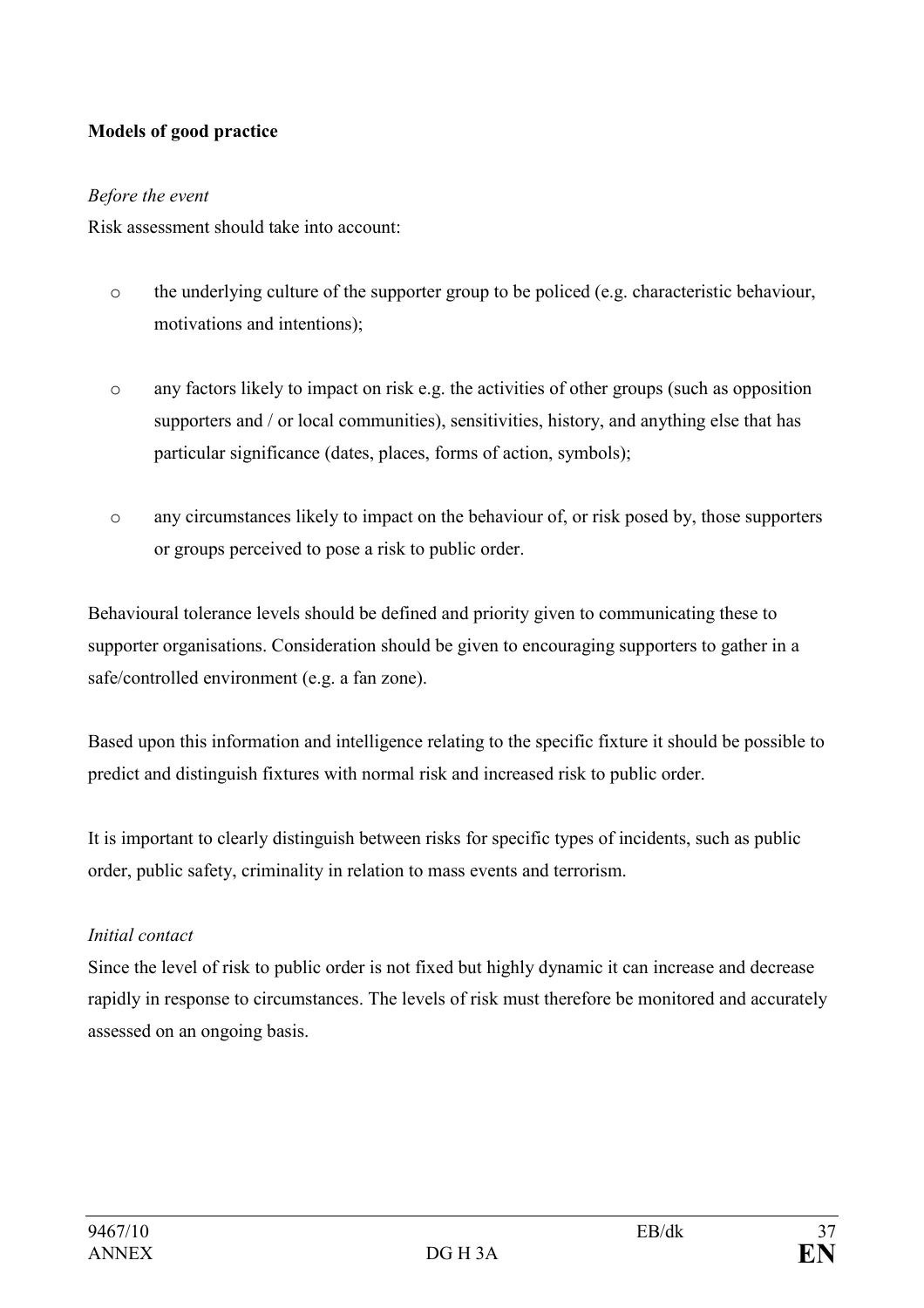**Models of good practice**

*Before the event*

Risk assessment should take into account:

- the underlying culture of the supporter group to be policed (e.g. characteristic behaviour, motivations and intentions);
- any factors likely to impact on risk e.g. the activities of other groups (such as opposition supporters and / or local communities), sensitivities, history, and anything else that has particular significance (dates, places, forms of action, symbols);
- any circumstances likely to impact on the behaviour of, or risk posed by, those supporters or groups perceived to pose a risk to public order.

Behavioural tolerance levels should be defined and priority given to communicating these to supporter organisations. Consideration should be given to encouraging supporters to gather in a safe/controlled environment (e.g. a fan zone).

Based upon this information and intelligence relating to the specific fixture it should be possible to predict and distinguish fixtures with normal risk and increased risk to public order.

It is important to clearly distinguish between risks for specific types of incidents, such as public order, public safety, criminality in relation to mass events and terrorism.

*Initial contact*

Since the level of risk to public order is not fixed but highly dynamic it can increase and decrease rapidly in response to circumstances. The levels of risk must therefore be monitored and accurately assessed on an ongoing basis.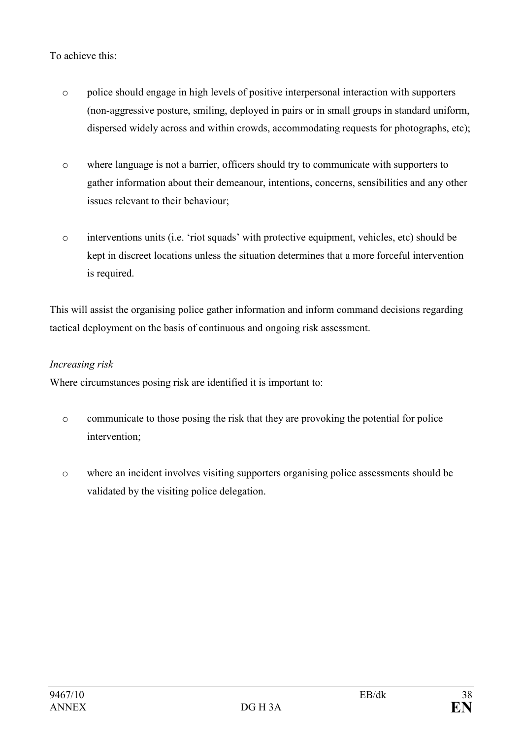To achieve this:

- police should engage in high levels of positive interpersonal interaction with supporters (non-aggressive posture, smiling, deployed in pairs or in small groups in standard uniform, dispersed widely across and within crowds, accommodating requests for photographs, etc);
- where language is not a barrier, officers should try to communicate with supporters to gather information about their demeanour, intentions, concerns, sensibilities and any other issues relevant to their behaviour;
- interventions units (i.e. 'riot squads' with protective equipment, vehicles, etc) should be kept in discreet locations unless the situation determines that a more forceful intervention is required.

This will assist the organising police gather information and inform command decisions regarding tactical deployment on the basis of continuous and ongoing risk assessment.

*Increasing risk*

Where circumstances posing risk are identified it is important to:

- communicate to those posing the risk that they are provoking the potential for police intervention;
- where an incident involves visiting supporters organising police assessments should be validated by the visiting police delegation.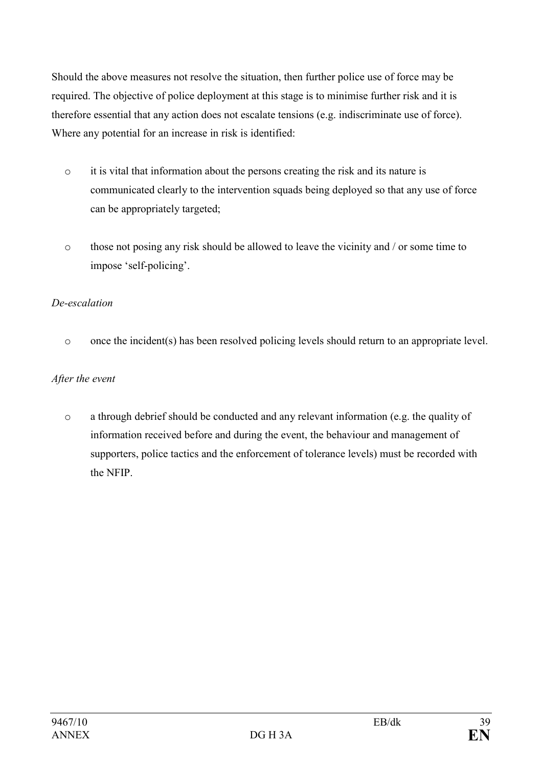Should the above measures not resolve the situation, then further police use of force may be required. The objective of police deployment at this stage is to minimise further risk and it is therefore essential that any action does not escalate tensions (e.g. indiscriminate use of force). Where any potential for an increase in risk is identified:

- it is vital that information about the persons creating the risk and its nature is communicated clearly to the intervention squads being deployed so that any use of force can be appropriately targeted;
- those not posing any risk should be allowed to leave the vicinity and / or some time to impose 'self-policing'.

*De-escalation*

- once the incident(s) has been resolved policing levels should return to an appropriate level.

*After the event*

- a through debrief should be conducted and any relevant information (e.g. the quality of information received before and during the event, the behaviour and management of supporters, police tactics and the enforcement of tolerance levels) must be recorded with the NFIP.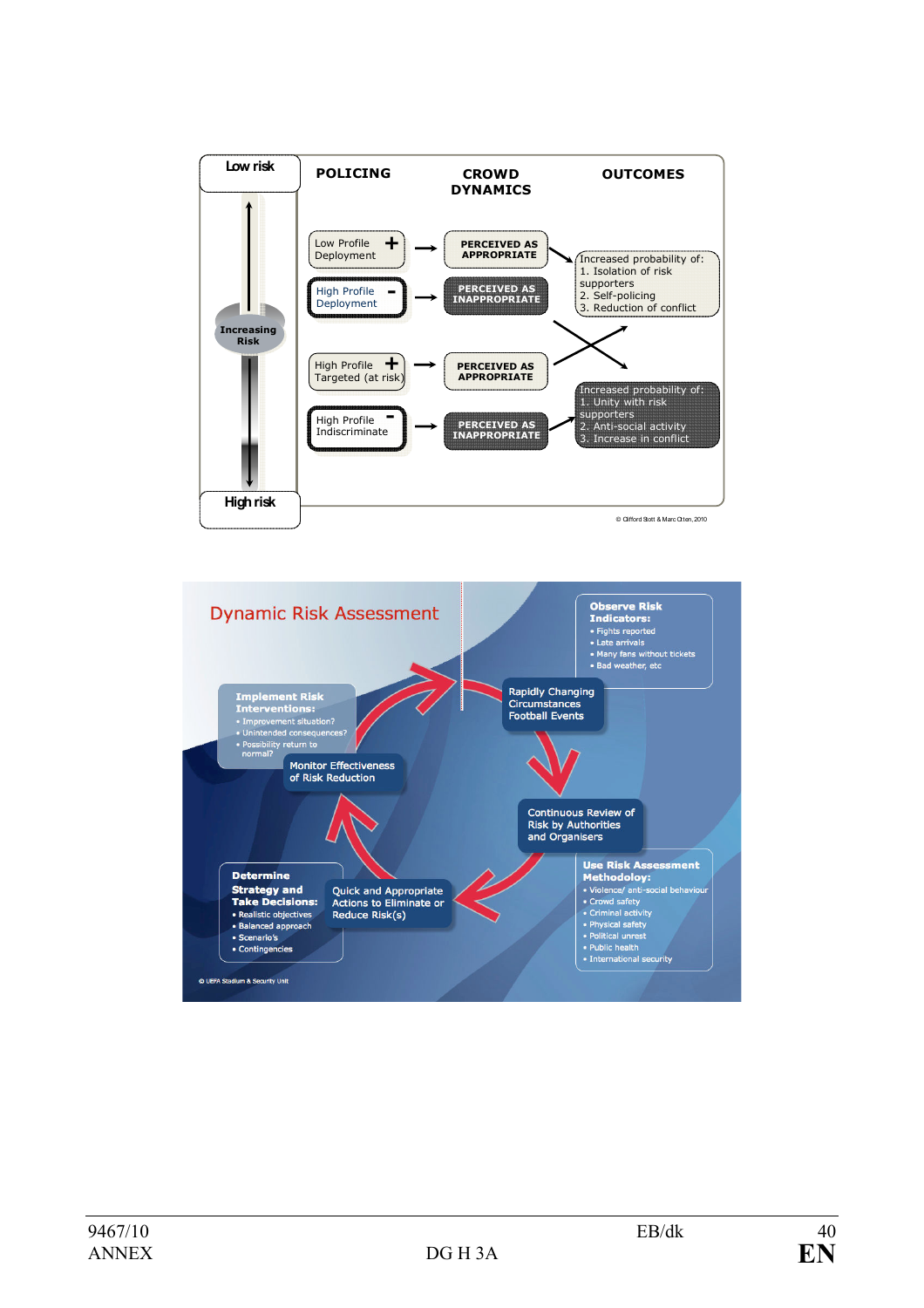Low risk

**POLICING** | **CROWD DYNAMICS** | **OUTCOMES**

Increasing Risk

- Low Profile Deployment (+) → PERCEIVED AS APPROPRIATE
- High Profile Deployment (-) → PERCEIVED AS INAPPROPRIATE
- High Profile Targeted (at risk) (+) → PERCEIVED AS APPROPRIATE
- High Profile Indiscriminate (-) → PERCEIVED AS INAPPROPRIATE

Increased probability of:
1. Isolation of risk supporters
2. Self-policing
3. Reduction of conflict

Increased probability of:
1. Unity with risk supporters
2. Anti-social activity
3. Increase in conflict

High risk

© Clifford Stott & Marc Otten, 2010

## Dynamic Risk Assessment

**Observe Risk Indicators:**
- Fights reported
- Late arrivals
- Many fans without tickets
- Bad weather, etc

Rapidly Changing Circumstances Football Events

Continuous Review of Risk by Authorities and Organisers

**Use Risk Assessment Methodoloy:**
- Violence/ anti-social behaviour
- Crowd safety
- Criminal activity
- Physical safety
- Political unrest
- Public health
- International security

Quick and Appropriate Actions to Eliminate or Reduce Risk(s)

**Determine Strategy and Take Decisions:**
- Realistic objectives
- Balanced approach
- Scenario's
- Contingencies

Monitor Effectiveness of Risk Reduction

**Implement Risk Interventions:**
- Improvement situation?
- Unintended consequences?
- Possibility return to normal?

© UEFA Stadium & Security Unit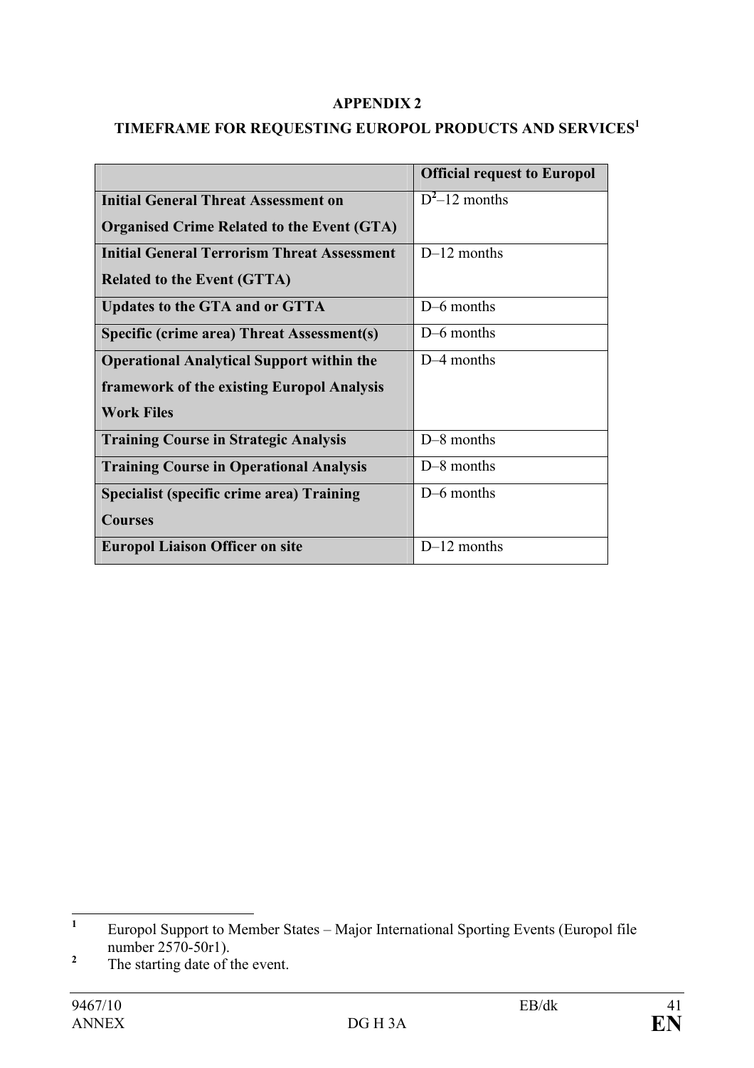**APPENDIX 2**

**TIMEFRAME FOR REQUESTING EUROPOL PRODUCTS AND SERVICES[1]**

| | **Official request to Europol** |
|---|---|
| **Initial General Threat Assessment on Organised Crime Related to the Event (GTA)** | D[2]–12 months |
| **Initial General Terrorism Threat Assessment Related to the Event (GTTA)** | D–12 months |
| **Updates to the GTA and or GTTA** | D–6 months |
| **Specific (crime area) Threat Assessment(s)** | D–6 months |
| **Operational Analytical Support within the framework of the existing Europol Analysis Work Files** | D–4 months |
| **Training Course in Strategic Analysis** | D–8 months |
| **Training Course in Operational Analysis** | D–8 months |
| **Specialist (specific crime area) Training Courses** | D–6 months |
| **Europol Liaison Officer on site** | D–12 months |

---

[1] Europol Support to Member States – Major International Sporting Events (Europol file number 2570-50r1).

[2] The starting date of the event.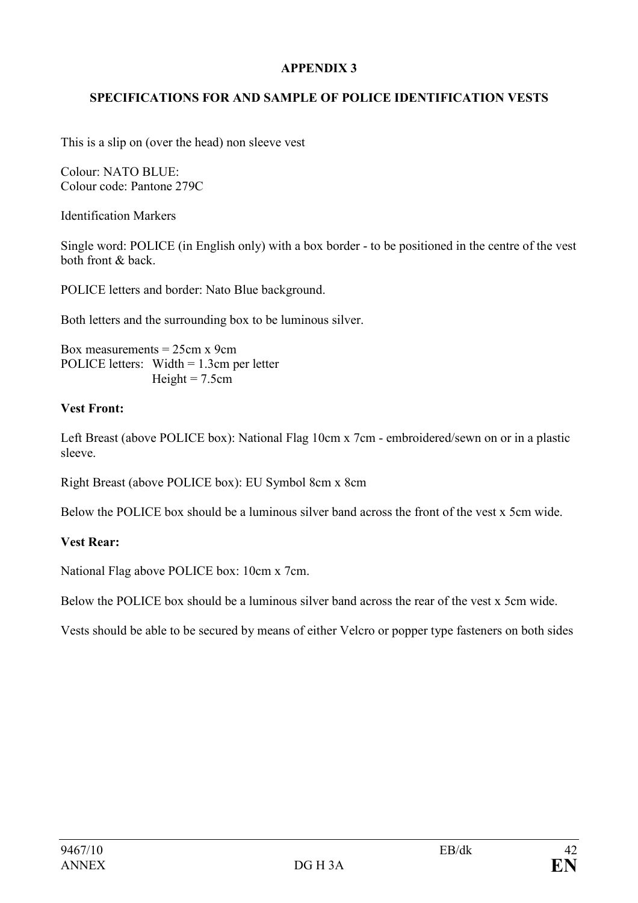## APPENDIX 3

## SPECIFICATIONS FOR AND SAMPLE OF POLICE IDENTIFICATION VESTS

This is a slip on (over the head) non sleeve vest

Colour: NATO BLUE:
Colour code: Pantone 279C

Identification Markers

Single word: POLICE (in English only) with a box border - to be positioned in the centre of the vest both front & back.

POLICE letters and border: Nato Blue background.

Both letters and the surrounding box to be luminous silver.

Box measurements = 25cm x 9cm
POLICE letters: Width = 1.3cm per letter
Height = 7.5cm

**Vest Front:**

Left Breast (above POLICE box): National Flag 10cm x 7cm - embroidered/sewn on or in a plastic sleeve.

Right Breast (above POLICE box): EU Symbol 8cm x 8cm

Below the POLICE box should be a luminous silver band across the front of the vest x 5cm wide.

**Vest Rear:**

National Flag above POLICE box: 10cm x 7cm.

Below the POLICE box should be a luminous silver band across the rear of the vest x 5cm wide.

Vests should be able to be secured by means of either Velcro or popper type fasteners on both sides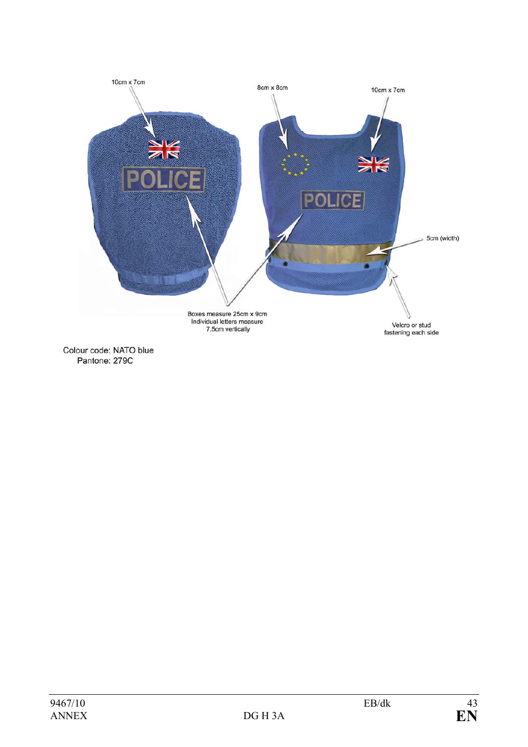10cm x 7cm

8cm x 8cm

10cm x 7cm

5cm (width)

Boxes measure 25cm x 9cm
Individual letters measure
7.5cm vertically

Velcro or stud
fastening each side

Colour code: NATO blue
Pantone: 279C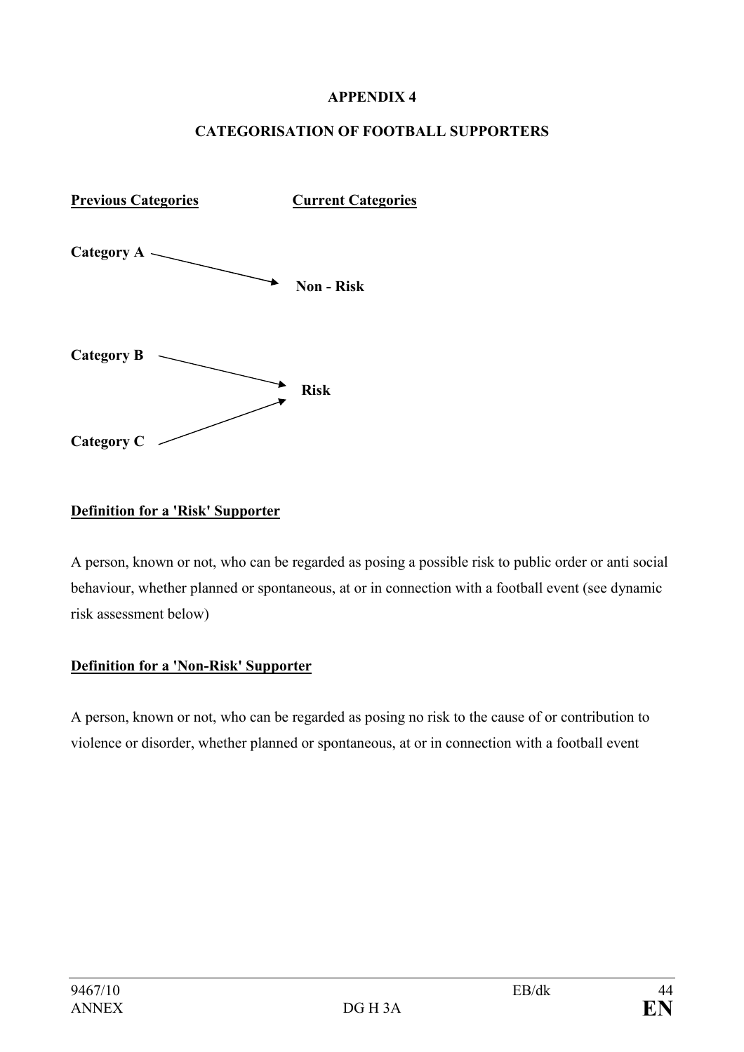**APPENDIX 4**

**CATEGORISATION OF FOOTBALL SUPPORTERS**

| **Previous Categories** | **Current Categories** |
| --- | --- |
| **Category A** → | **Non - Risk** |
| **Category B** → | **Risk** |
| **Category C** → | **Risk** |

**Definition for a 'Risk' Supporter**

A person, known or not, who can be regarded as posing a possible risk to public order or anti social behaviour, whether planned or spontaneous, at or in connection with a football event (see dynamic risk assessment below)

**Definition for a 'Non-Risk' Supporter**

A person, known or not, who can be regarded as posing no risk to the cause of or contribution to violence or disorder, whether planned or spontaneous, at or in connection with a football event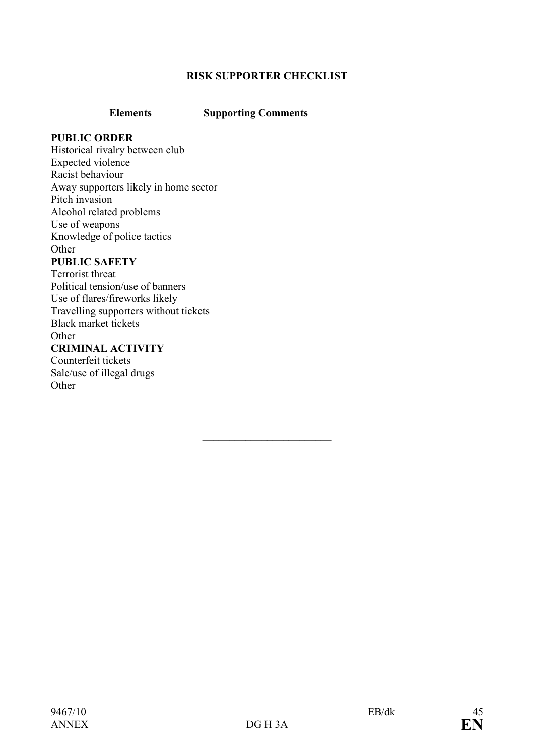## RISK SUPPORTER CHECKLIST

| Elements | Supporting Comments |
| --- | --- |
| **PUBLIC ORDER** | |
| Historical rivalry between club | |
| Expected violence | |
| Racist behaviour | |
| Away supporters likely in home sector | |
| Pitch invasion | |
| Alcohol related problems | |
| Use of weapons | |
| Knowledge of police tactics | |
| Other | |
| **PUBLIC SAFETY** | |
| Terrorist threat | |
| Political tension/use of banners | |
| Use of flares/fireworks likely | |
| Travelling supporters without tickets | |
| Black market tickets | |
| Other | |
| **CRIMINAL ACTIVITY** | |
| Counterfeit tickets | |
| Sale/use of illegal drugs | |
| Other | |

________________________